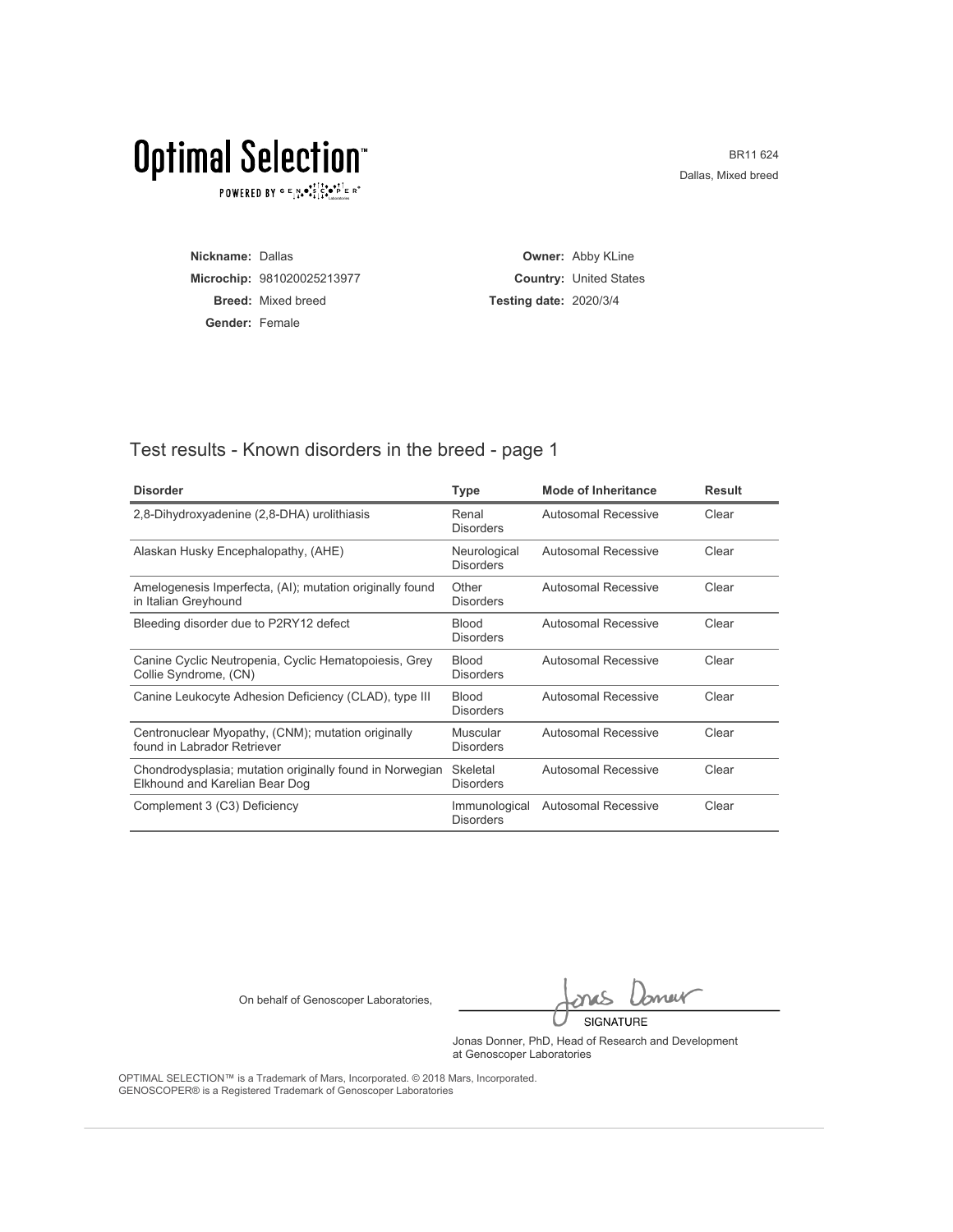# Optimal Selection™

POWERED BY GENOSCOPER®

BR11 624
Dallas, Mixed breed

**Nickname:** Dallas
**Microchip:** 981020025213977
**Breed:** Mixed breed
**Gender:** Female

**Owner:** Abby KLine
**Country:** United States
**Testing date:** 2020/3/4

## Test results - Known disorders in the breed - page 1

| Disorder | Type | Mode of Inheritance | Result |
|---|---|---|---|
| 2,8-Dihydroxyadenine (2,8-DHA) urolithiasis | Renal Disorders | Autosomal Recessive | Clear |
| Alaskan Husky Encephalopathy, (AHE) | Neurological Disorders | Autosomal Recessive | Clear |
| Amelogenesis Imperfecta, (AI); mutation originally found in Italian Greyhound | Other Disorders | Autosomal Recessive | Clear |
| Bleeding disorder due to P2RY12 defect | Blood Disorders | Autosomal Recessive | Clear |
| Canine Cyclic Neutropenia, Cyclic Hematopoiesis, Grey Collie Syndrome, (CN) | Blood Disorders | Autosomal Recessive | Clear |
| Canine Leukocyte Adhesion Deficiency (CLAD), type III | Blood Disorders | Autosomal Recessive | Clear |
| Centronuclear Myopathy, (CNM); mutation originally found in Labrador Retriever | Muscular Disorders | Autosomal Recessive | Clear |
| Chondrodysplasia; mutation originally found in Norwegian Elkhound and Karelian Bear Dog | Skeletal Disorders | Autosomal Recessive | Clear |
| Complement 3 (C3) Deficiency | Immunological Disorders | Autosomal Recessive | Clear |

On behalf of Genoscoper Laboratories,

SIGNATURE

Jonas Donner, PhD, Head of Research and Development at Genoscoper Laboratories

OPTIMAL SELECTION™ is a Trademark of Mars, Incorporated. © 2018 Mars, Incorporated.
GENOSCOPER® is a Registered Trademark of Genoscoper Laboratories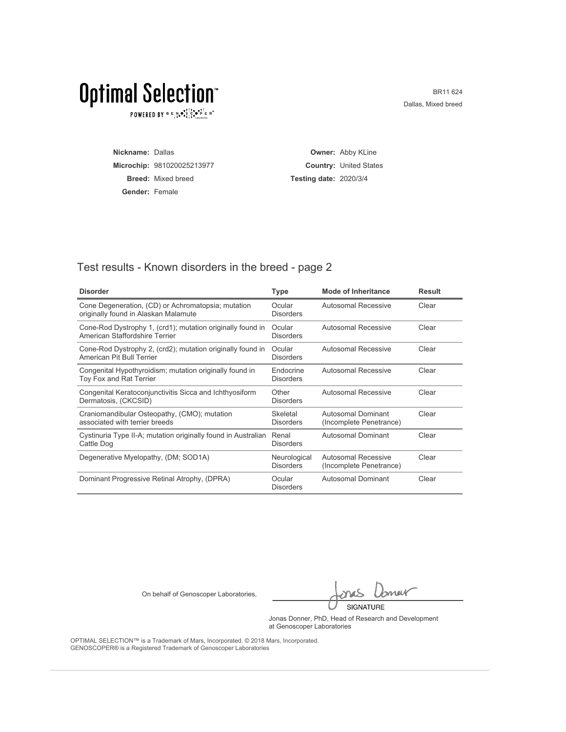# Optimal Selection™

POWERED BY GENOSCOPER Laboratories

BR11 624
Dallas, Mixed breed

**Nickname:** Dallas
**Microchip:** 981020025213977
**Breed:** Mixed breed
**Gender:** Female

**Owner:** Abby KLine
**Country:** United States
**Testing date:** 2020/3/4

## Test results - Known disorders in the breed - page 2

| Disorder | Type | Mode of Inheritance | Result |
|---|---|---|---|
| Cone Degeneration, (CD) or Achromatopsia; mutation originally found in Alaskan Malamute | Ocular Disorders | Autosomal Recessive | Clear |
| Cone-Rod Dystrophy 1, (crd1); mutation originally found in American Staffordshire Terrier | Ocular Disorders | Autosomal Recessive | Clear |
| Cone-Rod Dystrophy 2, (crd2); mutation originally found in American Pit Bull Terrier | Ocular Disorders | Autosomal Recessive | Clear |
| Congenital Hypothyroidism; mutation originally found in Toy Fox and Rat Terrier | Endocrine Disorders | Autosomal Recessive | Clear |
| Congenital Keratoconjunctivitis Sicca and Ichthyosiform Dermatosis, (CKCSID) | Other Disorders | Autosomal Recessive | Clear |
| Craniomandibular Osteopathy, (CMO); mutation associated with terrier breeds | Skeletal Disorders | Autosomal Dominant (Incomplete Penetrance) | Clear |
| Cystinuria Type II-A; mutation originally found in Australian Cattle Dog | Renal Disorders | Autosomal Dominant | Clear |
| Degenerative Myelopathy, (DM; SOD1A) | Neurological Disorders | Autosomal Recessive (Incomplete Penetrance) | Clear |
| Dominant Progressive Retinal Atrophy, (DPRA) | Ocular Disorders | Autosomal Dominant | Clear |

On behalf of Genoscoper Laboratories,

SIGNATURE

Jonas Donner, PhD, Head of Research and Development at Genoscoper Laboratories

OPTIMAL SELECTION™ is a Trademark of Mars, Incorporated. © 2018 Mars, Incorporated.
GENOSCOPER® is a Registered Trademark of Genoscoper Laboratories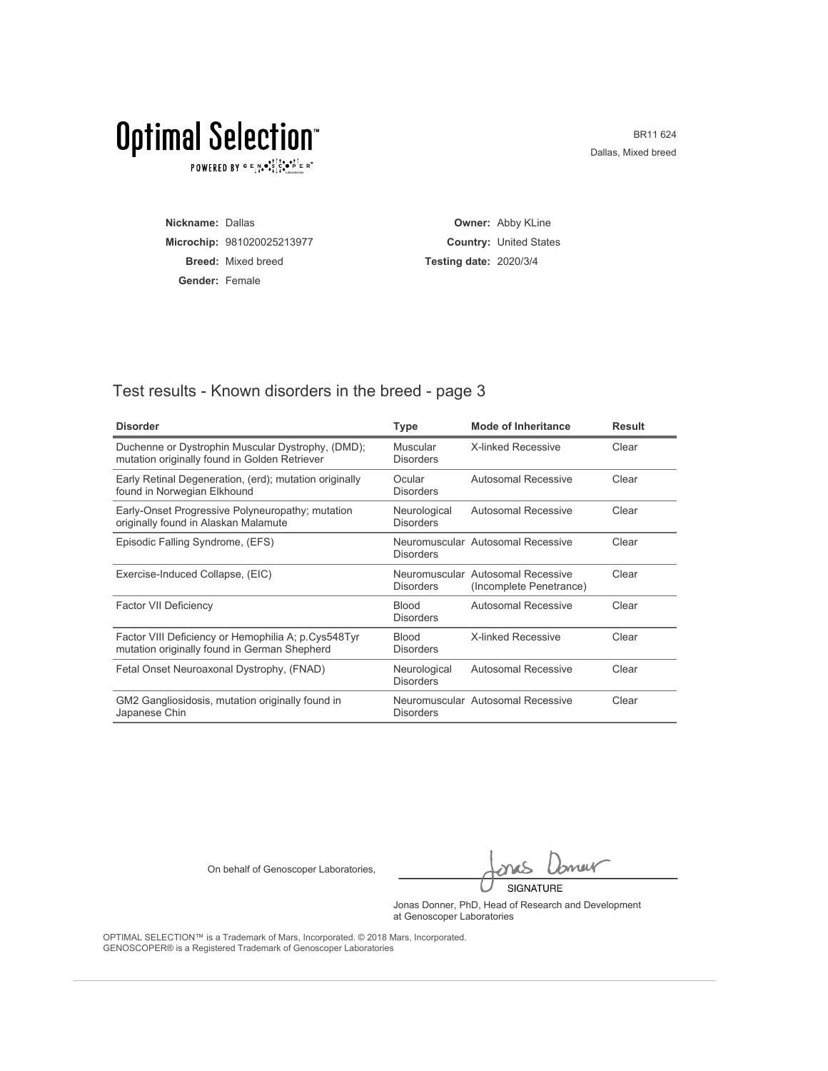# Optimal Selection™

POWERED BY GENOSCOPER® Laboratories

BR11 624
Dallas, Mixed breed

**Nickname:** Dallas
**Microchip:** 981020025213977
**Breed:** Mixed breed
**Gender:** Female

**Owner:** Abby KLine
**Country:** United States
**Testing date:** 2020/3/4

## Test results - Known disorders in the breed - page 3

| Disorder | Type | Mode of Inheritance | Result |
|---|---|---|---|
| Duchenne or Dystrophin Muscular Dystrophy, (DMD); mutation originally found in Golden Retriever | Muscular Disorders | X-linked Recessive | Clear |
| Early Retinal Degeneration, (erd); mutation originally found in Norwegian Elkhound | Ocular Disorders | Autosomal Recessive | Clear |
| Early-Onset Progressive Polyneuropathy; mutation originally found in Alaskan Malamute | Neurological Disorders | Autosomal Recessive | Clear |
| Episodic Falling Syndrome, (EFS) | Neuromuscular Disorders | Autosomal Recessive | Clear |
| Exercise-Induced Collapse, (EIC) | Neuromuscular Disorders | Autosomal Recessive (Incomplete Penetrance) | Clear |
| Factor VII Deficiency | Blood Disorders | Autosomal Recessive | Clear |
| Factor VIII Deficiency or Hemophilia A; p.Cys548Tyr mutation originally found in German Shepherd | Blood Disorders | X-linked Recessive | Clear |
| Fetal Onset Neuroaxonal Dystrophy, (FNAD) | Neurological Disorders | Autosomal Recessive | Clear |
| GM2 Gangliosidosis, mutation originally found in Japanese Chin | Neuromuscular Disorders | Autosomal Recessive | Clear |

On behalf of Genoscoper Laboratories,

SIGNATURE

Jonas Donner, PhD, Head of Research and Development at Genoscoper Laboratories

OPTIMAL SELECTION™ is a Trademark of Mars, Incorporated. © 2018 Mars, Incorporated.
GENOSCOPER® is a Registered Trademark of Genoscoper Laboratories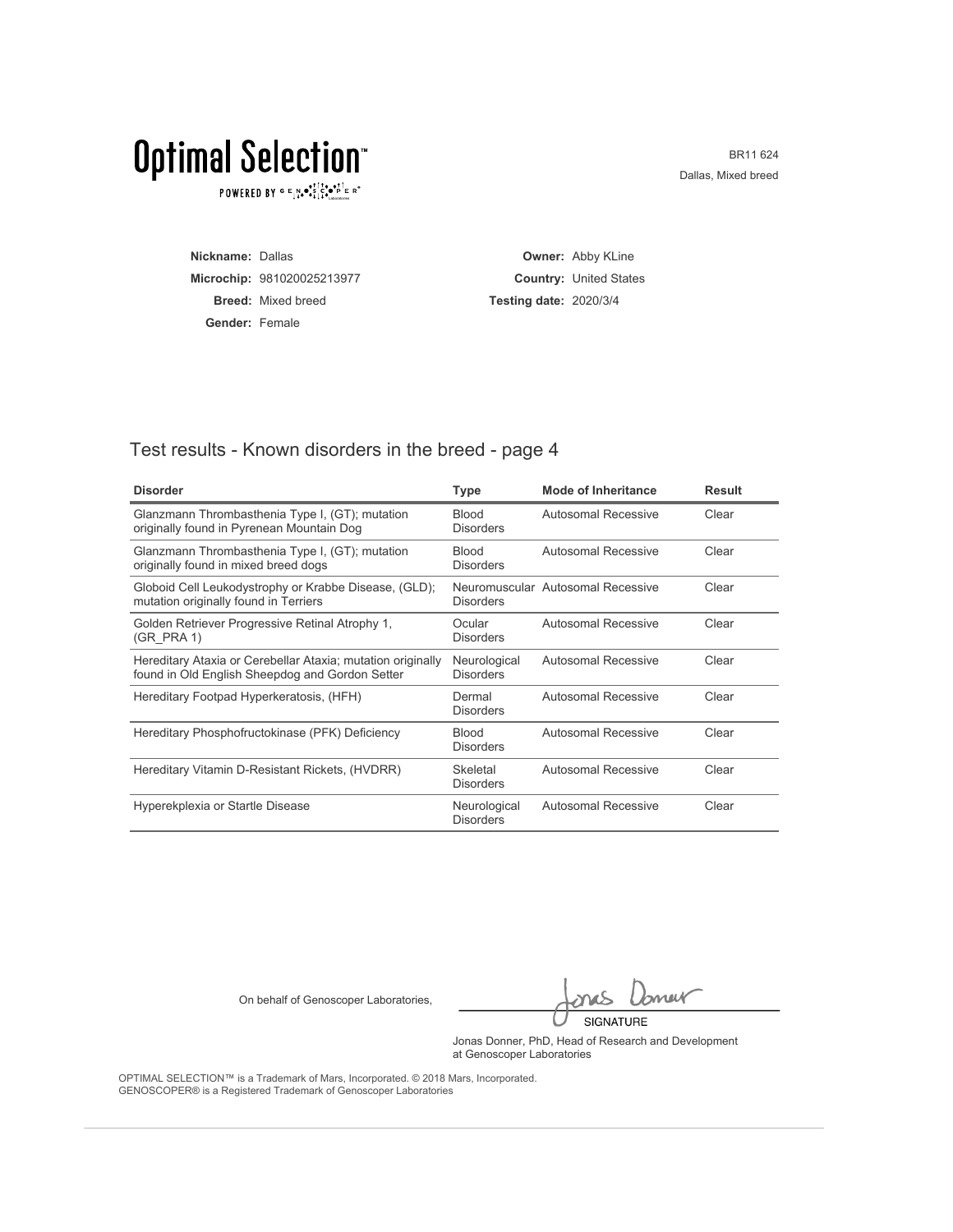# Optimal Selection™

POWERED BY GENOSCOPER® Laboratories

BR11 624
Dallas, Mixed breed

**Nickname:** Dallas
**Microchip:** 981020025213977
**Breed:** Mixed breed
**Gender:** Female

**Owner:** Abby KLine
**Country:** United States
**Testing date:** 2020/3/4

## Test results - Known disorders in the breed - page 4

| Disorder | Type | Mode of Inheritance | Result |
|---|---|---|---|
| Glanzmann Thrombasthenia Type I, (GT); mutation originally found in Pyrenean Mountain Dog | Blood Disorders | Autosomal Recessive | Clear |
| Glanzmann Thrombasthenia Type I, (GT); mutation originally found in mixed breed dogs | Blood Disorders | Autosomal Recessive | Clear |
| Globoid Cell Leukodystrophy or Krabbe Disease, (GLD); mutation originally found in Terriers | Neuromuscular Disorders | Autosomal Recessive | Clear |
| Golden Retriever Progressive Retinal Atrophy 1, (GR_PRA 1) | Ocular Disorders | Autosomal Recessive | Clear |
| Hereditary Ataxia or Cerebellar Ataxia; mutation originally found in Old English Sheepdog and Gordon Setter | Neurological Disorders | Autosomal Recessive | Clear |
| Hereditary Footpad Hyperkeratosis, (HFH) | Dermal Disorders | Autosomal Recessive | Clear |
| Hereditary Phosphofructokinase (PFK) Deficiency | Blood Disorders | Autosomal Recessive | Clear |
| Hereditary Vitamin D-Resistant Rickets, (HVDRR) | Skeletal Disorders | Autosomal Recessive | Clear |
| Hyperekplexia or Startle Disease | Neurological Disorders | Autosomal Recessive | Clear |

On behalf of Genoscoper Laboratories,

SIGNATURE

Jonas Donner, PhD, Head of Research and Development at Genoscoper Laboratories

OPTIMAL SELECTION™ is a Trademark of Mars, Incorporated. © 2018 Mars, Incorporated.
GENOSCOPER® is a Registered Trademark of Genoscoper Laboratories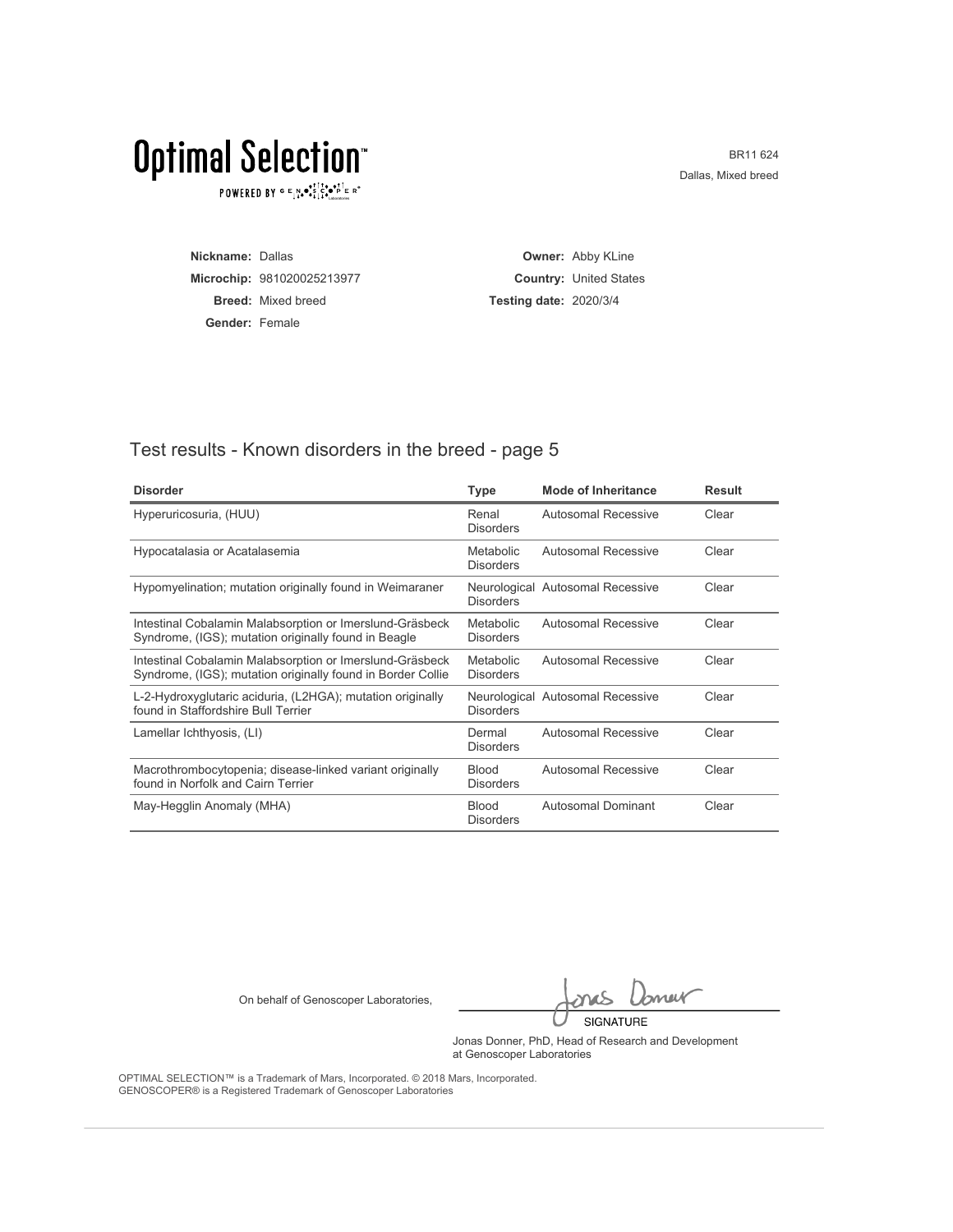# Optimal Selection™

POWERED BY GENOSCOPER®

BR11 624
Dallas, Mixed breed

**Nickname:** Dallas
**Microchip:** 981020025213977
**Breed:** Mixed breed
**Gender:** Female

**Owner:** Abby KLine
**Country:** United States
**Testing date:** 2020/3/4

## Test results - Known disorders in the breed - page 5

| Disorder | Type | Mode of Inheritance | Result |
|---|---|---|---|
| Hyperuricosuria, (HUU) | Renal Disorders | Autosomal Recessive | Clear |
| Hypocatalasia or Acatalasemia | Metabolic Disorders | Autosomal Recessive | Clear |
| Hypomyelination; mutation originally found in Weimaraner | Neurological Disorders | Autosomal Recessive | Clear |
| Intestinal Cobalamin Malabsorption or Imerslund-Gräsbeck Syndrome, (IGS); mutation originally found in Beagle | Metabolic Disorders | Autosomal Recessive | Clear |
| Intestinal Cobalamin Malabsorption or Imerslund-Gräsbeck Syndrome, (IGS); mutation originally found in Border Collie | Metabolic Disorders | Autosomal Recessive | Clear |
| L-2-Hydroxyglutaric aciduria, (L2HGA); mutation originally found in Staffordshire Bull Terrier | Neurological Disorders | Autosomal Recessive | Clear |
| Lamellar Ichthyosis, (LI) | Dermal Disorders | Autosomal Recessive | Clear |
| Macrothrombocytopenia; disease-linked variant originally found in Norfolk and Cairn Terrier | Blood Disorders | Autosomal Recessive | Clear |
| May-Hegglin Anomaly (MHA) | Blood Disorders | Autosomal Dominant | Clear |

On behalf of Genoscoper Laboratories,

SIGNATURE

Jonas Donner, PhD, Head of Research and Development at Genoscoper Laboratories

OPTIMAL SELECTION™ is a Trademark of Mars, Incorporated. © 2018 Mars, Incorporated.
GENOSCOPER® is a Registered Trademark of Genoscoper Laboratories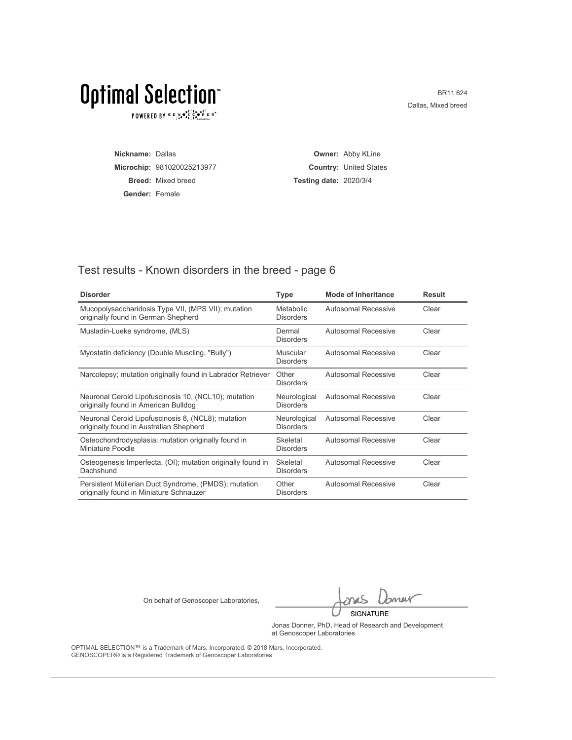# Optimal Selection™

POWERED BY GENOSCOPER® Laboratories

BR11 624
Dallas, Mixed breed

**Nickname:** Dallas
**Microchip:** 981020025213977
**Breed:** Mixed breed
**Gender:** Female

**Owner:** Abby KLine
**Country:** United States
**Testing date:** 2020/3/4

## Test results - Known disorders in the breed - page 6

| Disorder | Type | Mode of Inheritance | Result |
|---|---|---|---|
| Mucopolysaccharidosis Type VII, (MPS VII); mutation originally found in German Shepherd | Metabolic Disorders | Autosomal Recessive | Clear |
| Musladin-Lueke syndrome, (MLS) | Dermal Disorders | Autosomal Recessive | Clear |
| Myostatin deficiency (Double Muscling, "Bully") | Muscular Disorders | Autosomal Recessive | Clear |
| Narcolepsy; mutation originally found in Labrador Retriever | Other Disorders | Autosomal Recessive | Clear |
| Neuronal Ceroid Lipofuscinosis 10, (NCL10); mutation originally found in American Bulldog | Neurological Disorders | Autosomal Recessive | Clear |
| Neuronal Ceroid Lipofuscinosis 8, (NCL8); mutation originally found in Australian Shepherd | Neurological Disorders | Autosomal Recessive | Clear |
| Osteochondrodysplasia; mutation originally found in Miniature Poodle | Skeletal Disorders | Autosomal Recessive | Clear |
| Osteogenesis Imperfecta, (OI); mutation originally found in Dachshund | Skeletal Disorders | Autosomal Recessive | Clear |
| Persistent Müllerian Duct Syndrome, (PMDS); mutation originally found in Miniature Schnauzer | Other Disorders | Autosomal Recessive | Clear |

On behalf of Genoscoper Laboratories,

SIGNATURE

Jonas Donner, PhD, Head of Research and Development at Genoscoper Laboratories

OPTIMAL SELECTION™ is a Trademark of Mars, Incorporated. © 2018 Mars, Incorporated.
GENOSCOPER® is a Registered Trademark of Genoscoper Laboratories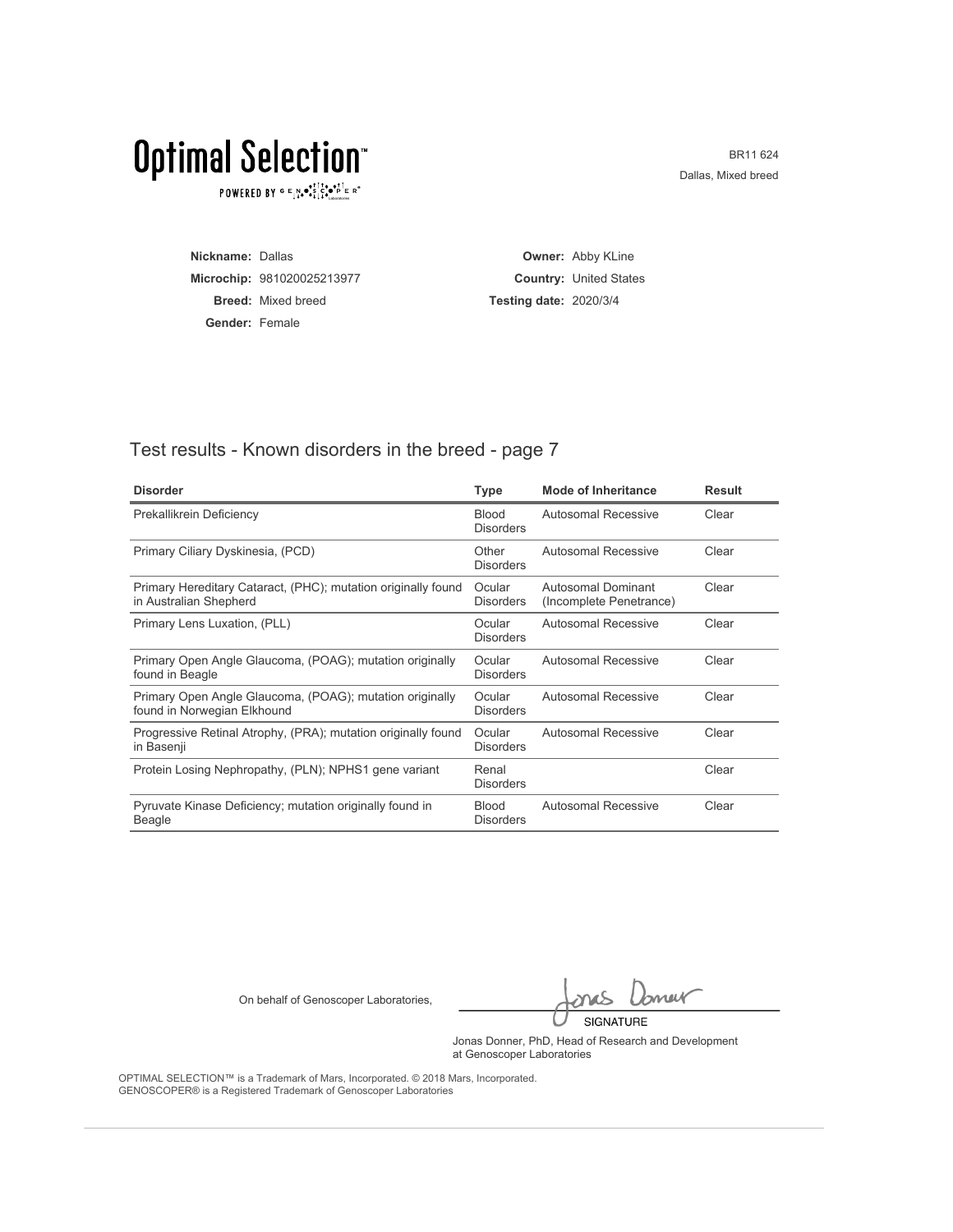# Optimal Selection™

POWERED BY GENOSCOPER® Laboratories

BR11 624
Dallas, Mixed breed

**Nickname:** Dallas
**Microchip:** 981020025213977
**Breed:** Mixed breed
**Gender:** Female

**Owner:** Abby KLine
**Country:** United States
**Testing date:** 2020/3/4

## Test results - Known disorders in the breed - page 7

| Disorder | Type | Mode of Inheritance | Result |
| --- | --- | --- | --- |
| Prekallikrein Deficiency | Blood Disorders | Autosomal Recessive | Clear |
| Primary Ciliary Dyskinesia, (PCD) | Other Disorders | Autosomal Recessive | Clear |
| Primary Hereditary Cataract, (PHC); mutation originally found in Australian Shepherd | Ocular Disorders | Autosomal Dominant (Incomplete Penetrance) | Clear |
| Primary Lens Luxation, (PLL) | Ocular Disorders | Autosomal Recessive | Clear |
| Primary Open Angle Glaucoma, (POAG); mutation originally found in Beagle | Ocular Disorders | Autosomal Recessive | Clear |
| Primary Open Angle Glaucoma, (POAG); mutation originally found in Norwegian Elkhound | Ocular Disorders | Autosomal Recessive | Clear |
| Progressive Retinal Atrophy, (PRA); mutation originally found in Basenji | Ocular Disorders | Autosomal Recessive | Clear |
| Protein Losing Nephropathy, (PLN); NPHS1 gene variant | Renal Disorders | | Clear |
| Pyruvate Kinase Deficiency; mutation originally found in Beagle | Blood Disorders | Autosomal Recessive | Clear |

On behalf of Genoscoper Laboratories,

SIGNATURE

Jonas Donner, PhD, Head of Research and Development at Genoscoper Laboratories

OPTIMAL SELECTION™ is a Trademark of Mars, Incorporated. © 2018 Mars, Incorporated.
GENOSCOPER® is a Registered Trademark of Genoscoper Laboratories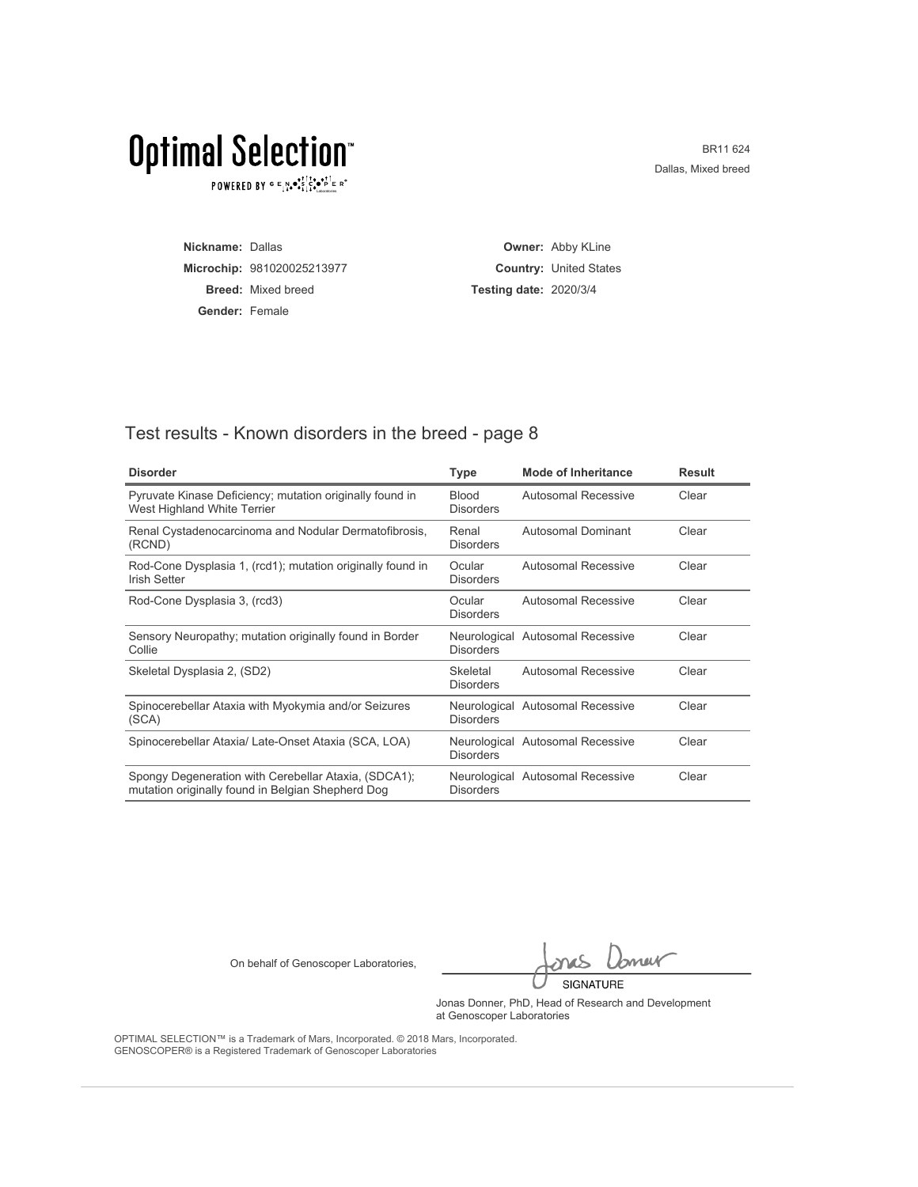# Optimal Selection™

POWERED BY GENOSCOPER Laboratories

BR11 624
Dallas, Mixed breed

**Nickname:** Dallas
**Microchip:** 981020025213977
**Breed:** Mixed breed
**Gender:** Female

**Owner:** Abby KLine
**Country:** United States
**Testing date:** 2020/3/4

## Test results - Known disorders in the breed - page 8

| Disorder | Type | Mode of Inheritance | Result |
|---|---|---|---|
| Pyruvate Kinase Deficiency; mutation originally found in West Highland White Terrier | Blood Disorders | Autosomal Recessive | Clear |
| Renal Cystadenocarcinoma and Nodular Dermatofibrosis, (RCND) | Renal Disorders | Autosomal Dominant | Clear |
| Rod-Cone Dysplasia 1, (rcd1); mutation originally found in Irish Setter | Ocular Disorders | Autosomal Recessive | Clear |
| Rod-Cone Dysplasia 3, (rcd3) | Ocular Disorders | Autosomal Recessive | Clear |
| Sensory Neuropathy; mutation originally found in Border Collie | Neurological Disorders | Autosomal Recessive | Clear |
| Skeletal Dysplasia 2, (SD2) | Skeletal Disorders | Autosomal Recessive | Clear |
| Spinocerebellar Ataxia with Myokymia and/or Seizures (SCA) | Neurological Disorders | Autosomal Recessive | Clear |
| Spinocerebellar Ataxia/ Late-Onset Ataxia (SCA, LOA) | Neurological Disorders | Autosomal Recessive | Clear |
| Spongy Degeneration with Cerebellar Ataxia, (SDCA1); mutation originally found in Belgian Shepherd Dog | Neurological Disorders | Autosomal Recessive | Clear |

On behalf of Genoscoper Laboratories,

SIGNATURE

Jonas Donner, PhD, Head of Research and Development at Genoscoper Laboratories

OPTIMAL SELECTION™ is a Trademark of Mars, Incorporated. © 2018 Mars, Incorporated.
GENOSCOPER® is a Registered Trademark of Genoscoper Laboratories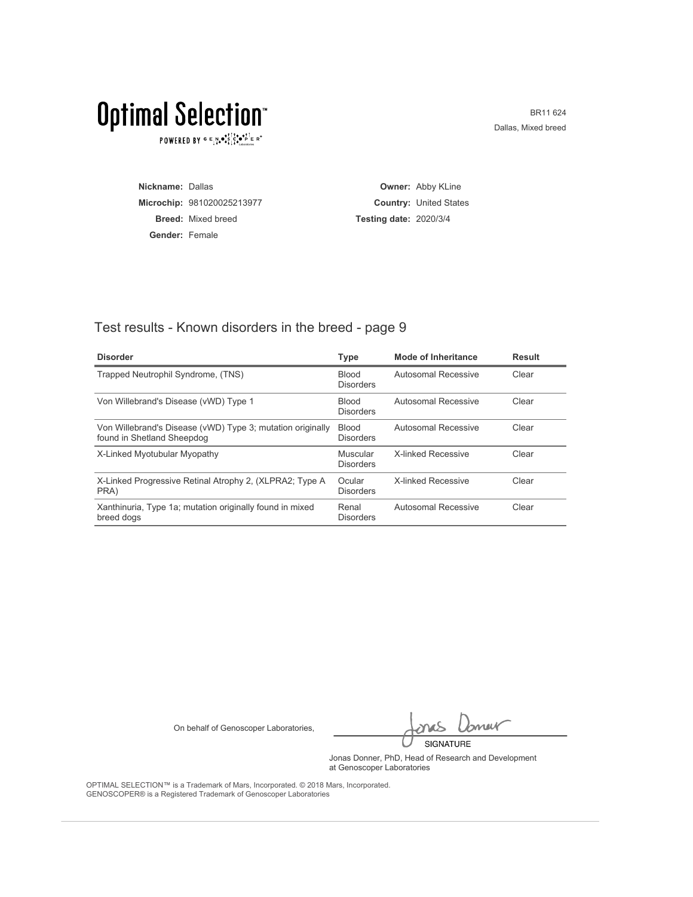# Optimal Selection™

POWERED BY GENOSCOPER®

BR11 624
Dallas, Mixed breed

**Nickname:** Dallas
**Microchip:** 981020025213977
**Breed:** Mixed breed
**Gender:** Female

**Owner:** Abby KLine
**Country:** United States
**Testing date:** 2020/3/4

## Test results - Known disorders in the breed - page 9

| Disorder | Type | Mode of Inheritance | Result |
| --- | --- | --- | --- |
| Trapped Neutrophil Syndrome, (TNS) | Blood Disorders | Autosomal Recessive | Clear |
| Von Willebrand's Disease (vWD) Type 1 | Blood Disorders | Autosomal Recessive | Clear |
| Von Willebrand's Disease (vWD) Type 3; mutation originally found in Shetland Sheepdog | Blood Disorders | Autosomal Recessive | Clear |
| X-Linked Myotubular Myopathy | Muscular Disorders | X-linked Recessive | Clear |
| X-Linked Progressive Retinal Atrophy 2, (XLPRA2; Type A PRA) | Ocular Disorders | X-linked Recessive | Clear |
| Xanthinuria, Type 1a; mutation originally found in mixed breed dogs | Renal Disorders | Autosomal Recessive | Clear |

On behalf of Genoscoper Laboratories,

SIGNATURE

Jonas Donner, PhD, Head of Research and Development at Genoscoper Laboratories

OPTIMAL SELECTION™ is a Trademark of Mars, Incorporated. © 2018 Mars, Incorporated.
GENOSCOPER® is a Registered Trademark of Genoscoper Laboratories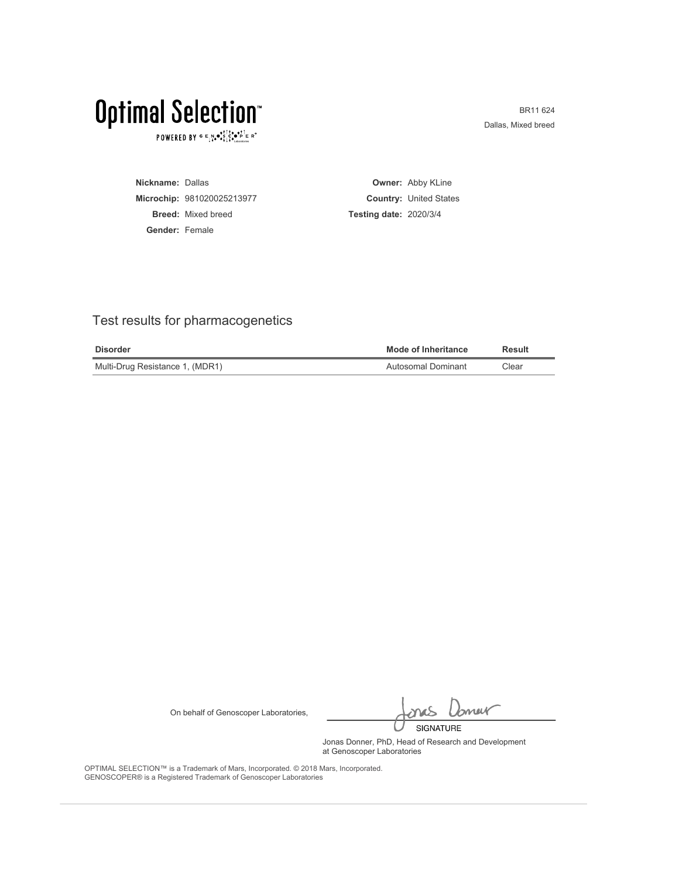# Optimal Selection™

POWERED BY GENOSCOPER

BR11 624
Dallas, Mixed breed

**Nickname:** Dallas
**Microchip:** 981020025213977
**Breed:** Mixed breed
**Gender:** Female

**Owner:** Abby KLine
**Country:** United States
**Testing date:** 2020/3/4

## Test results for pharmacogenetics

| Disorder | Mode of Inheritance | Result |
| --- | --- | --- |
| Multi-Drug Resistance 1, (MDR1) | Autosomal Dominant | Clear |

On behalf of Genoscoper Laboratories,

SIGNATURE

Jonas Donner, PhD, Head of Research and Development at Genoscoper Laboratories

OPTIMAL SELECTION™ is a Trademark of Mars, Incorporated. © 2018 Mars, Incorporated.
GENOSCOPER® is a Registered Trademark of Genoscoper Laboratories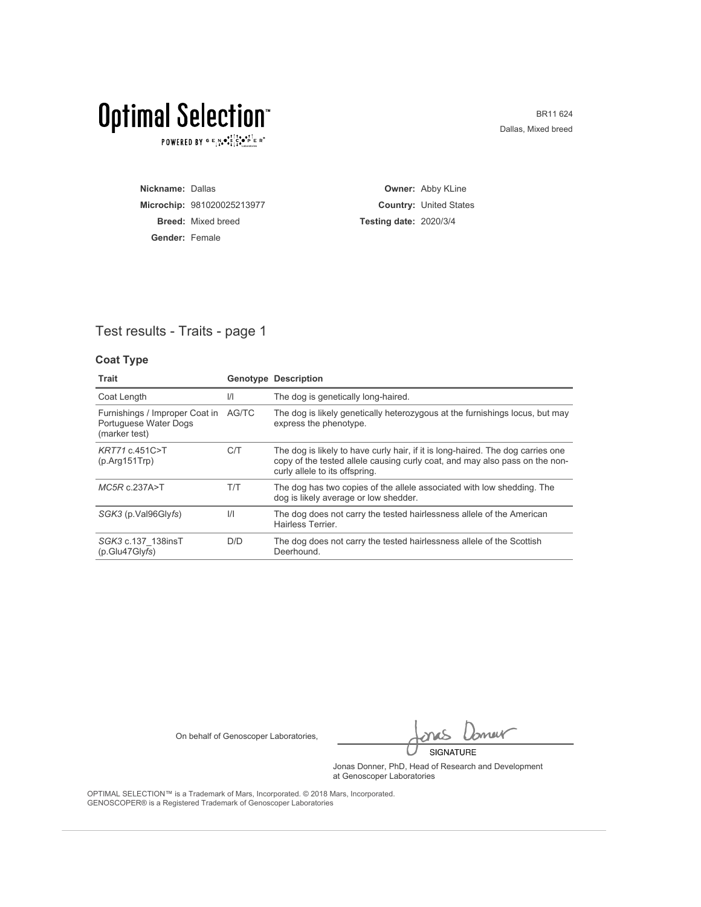# Optimal Selection™

POWERED BY GENOSCOPER®

BR11 624
Dallas, Mixed breed

**Nickname:** Dallas
**Microchip:** 981020025213977
**Breed:** Mixed breed
**Gender:** Female

**Owner:** Abby KLine
**Country:** United States
**Testing date:** 2020/3/4

## Test results - Traits - page 1

### Coat Type

| Trait | Genotype | Description |
|---|---|---|
| Coat Length | l/l | The dog is genetically long-haired. |
| Furnishings / Improper Coat in Portuguese Water Dogs (marker test) | AG/TC | The dog is likely genetically heterozygous at the furnishings locus, but may express the phenotype. |
| *KRT71* c.451C>T (p.Arg151Trp) | C/T | The dog is likely to have curly hair, if it is long-haired. The dog carries one copy of the tested allele causing curly coat, and may also pass on the non-curly allele to its offspring. |
| *MC5R* c.237A>T | T/T | The dog has two copies of the allele associated with low shedding. The dog is likely average or low shedder. |
| *SGK3* (p.Val96Gly*fs*) | I/I | The dog does not carry the tested hairlessness allele of the American Hairless Terrier. |
| *SGK3* c.137_138insT (p.Glu47Gly*fs*) | D/D | The dog does not carry the tested hairlessness allele of the Scottish Deerhound. |

On behalf of Genoscoper Laboratories,

SIGNATURE

Jonas Donner, PhD, Head of Research and Development at Genoscoper Laboratories

OPTIMAL SELECTION™ is a Trademark of Mars, Incorporated. © 2018 Mars, Incorporated.
GENOSCOPER® is a Registered Trademark of Genoscoper Laboratories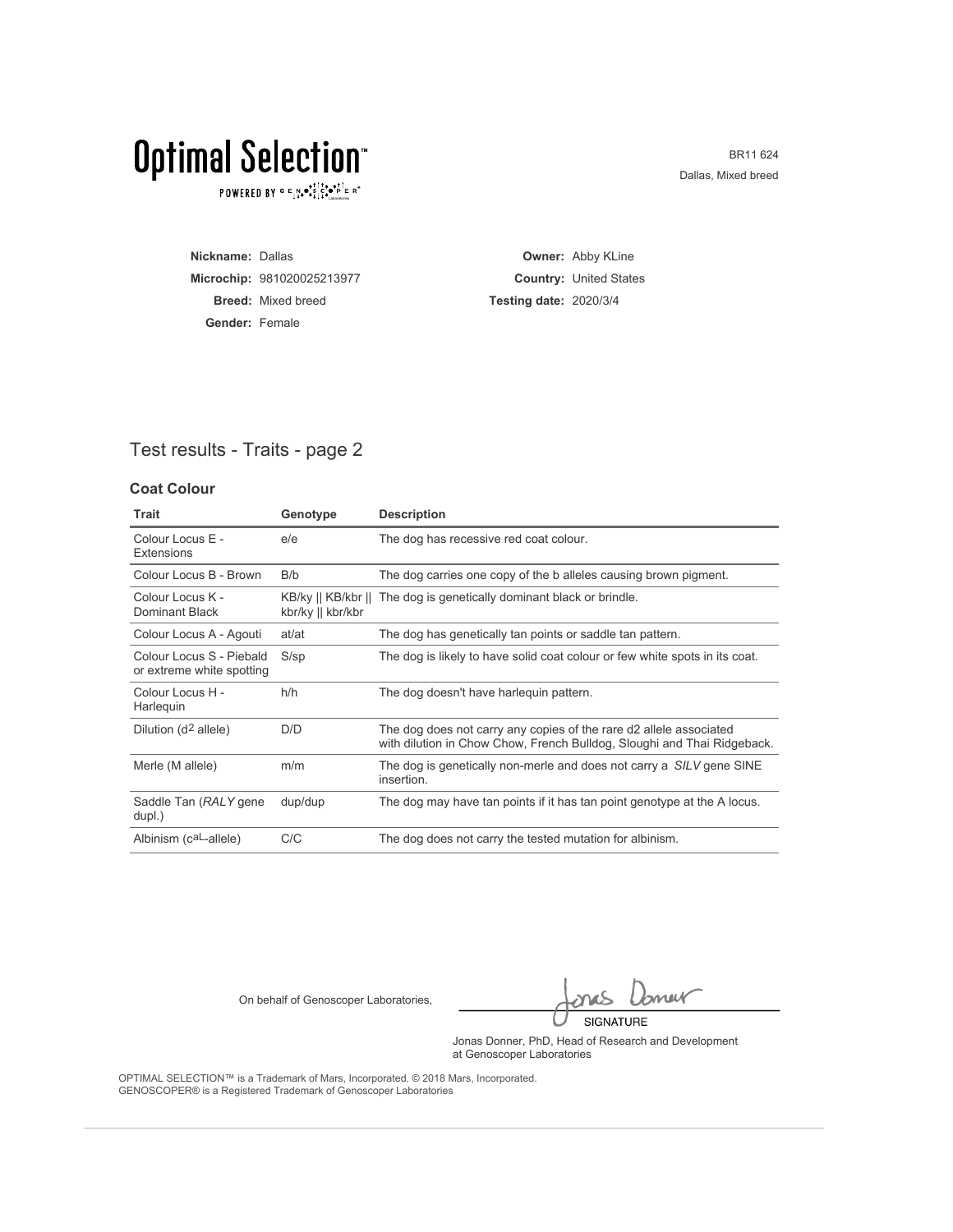# Optimal Selection™

POWERED BY GENOSCOPER

| | |
|---|---|
| **Nickname:** Dallas | **Owner:** Abby KLine |
| **Microchip:** 981020025213977 | **Country:** United States |
| **Breed:** Mixed breed | **Testing date:** 2020/3/4 |
| **Gender:** Female | |

## Test results - Traits - page 2

### Coat Colour

| Trait | Genotype | Description |
|---|---|---|
| Colour Locus E - Extensions | e/e | The dog has recessive red coat colour. |
| Colour Locus B - Brown | B/b | The dog carries one copy of the b alleles causing brown pigment. |
| Colour Locus K - Dominant Black | KB/ky \|\| KB/kbr \|\| kbr/ky \|\| kbr/kbr | The dog is genetically dominant black or brindle. |
| Colour Locus A - Agouti | at/at | The dog has genetically tan points or saddle tan pattern. |
| Colour Locus S - Piebald or extreme white spotting | S/sp | The dog is likely to have solid coat colour or few white spots in its coat. |
| Colour Locus H - Harlequin | h/h | The dog doesn't have harlequin pattern. |
| Dilution ($d^2$ allele) | D/D | The dog does not carry any copies of the rare d2 allele associated with dilution in Chow Chow, French Bulldog, Sloughi and Thai Ridgeback. |
| Merle (M allele) | m/m | The dog is genetically non-merle and does not carry a *SILV* gene SINE insertion. |
| Saddle Tan (*RALY* gene dupl.) | dup/dup | The dog may have tan points if it has tan point genotype at the A locus. |
| Albinism ($c^{aL}$-allele) | C/C | The dog does not carry the tested mutation for albinism. |

On behalf of Genoscoper Laboratories,

SIGNATURE

Jonas Donner, PhD, Head of Research and Development at Genoscoper Laboratories

OPTIMAL SELECTION™ is a Trademark of Mars, Incorporated. © 2018 Mars, Incorporated.
GENOSCOPER® is a Registered Trademark of Genoscoper Laboratories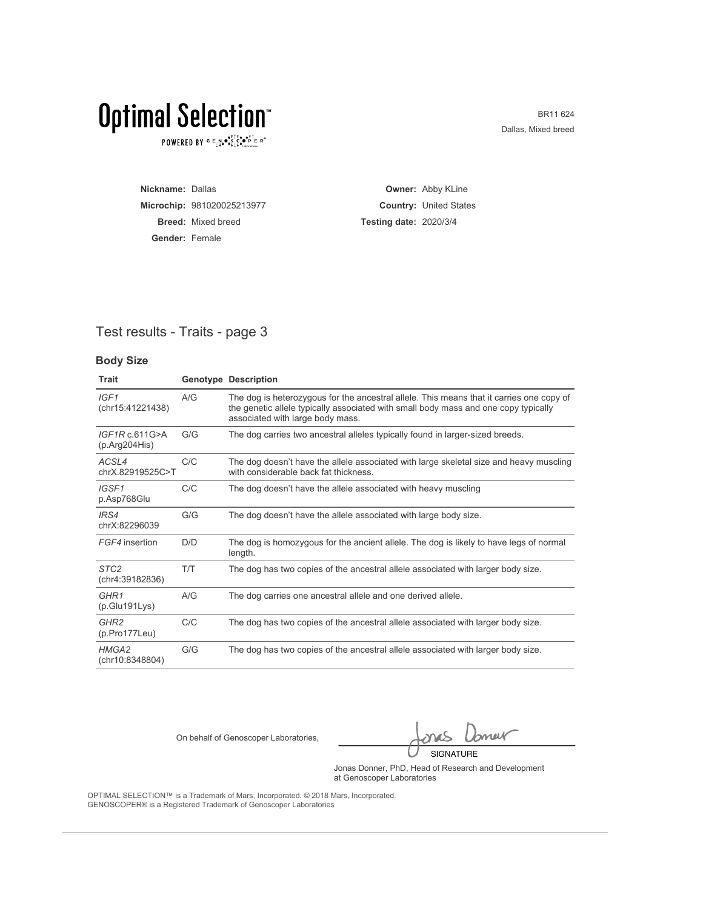# Optimal Selection™

POWERED BY GENOSCOPER Laboratories

BR11 624
Dallas, Mixed breed

**Nickname:** Dallas
**Microchip:** 981020025213977
**Breed:** Mixed breed
**Gender:** Female

**Owner:** Abby KLine
**Country:** United States
**Testing date:** 2020/3/4

## Test results - Traits - page 3

### Body Size

| Trait | Genotype | Description |
|---|---|---|
| *IGF1* (chr15:41221438) | A/G | The dog is heterozygous for the ancestral allele. This means that it carries one copy of the genetic allele typically associated with small body mass and one copy typically associated with large body mass. |
| *IGF1R* c.611G>A (p.Arg204His) | G/G | The dog carries two ancestral alleles typically found in larger-sized breeds. |
| *ACSL4* chrX.82919525C>T | C/C | The dog doesn't have the allele associated with large skeletal size and heavy muscling with considerable back fat thickness. |
| *IGSF1* p.Asp768Glu | C/C | The dog doesn't have the allele associated with heavy muscling |
| *IRS4* chrX:82296039 | G/G | The dog doesn't have the allele associated with large body size. |
| *FGF4* insertion | D/D | The dog is homozygous for the ancient allele. The dog is likely to have legs of normal length. |
| *STC2* (chr4:39182836) | T/T | The dog has two copies of the ancestral allele associated with larger body size. |
| *GHR1* (p.Glu191Lys) | A/G | The dog carries one ancestral allele and one derived allele. |
| *GHR2* (p.Pro177Leu) | C/C | The dog has two copies of the ancestral allele associated with larger body size. |
| *HMGA2* (chr10:8348804) | G/G | The dog has two copies of the ancestral allele associated with larger body size. |

On behalf of Genoscoper Laboratories,

SIGNATURE

Jonas Donner, PhD, Head of Research and Development at Genoscoper Laboratories

OPTIMAL SELECTION™ is a Trademark of Mars, Incorporated. © 2018 Mars, Incorporated.
GENOSCOPER® is a Registered Trademark of Genoscoper Laboratories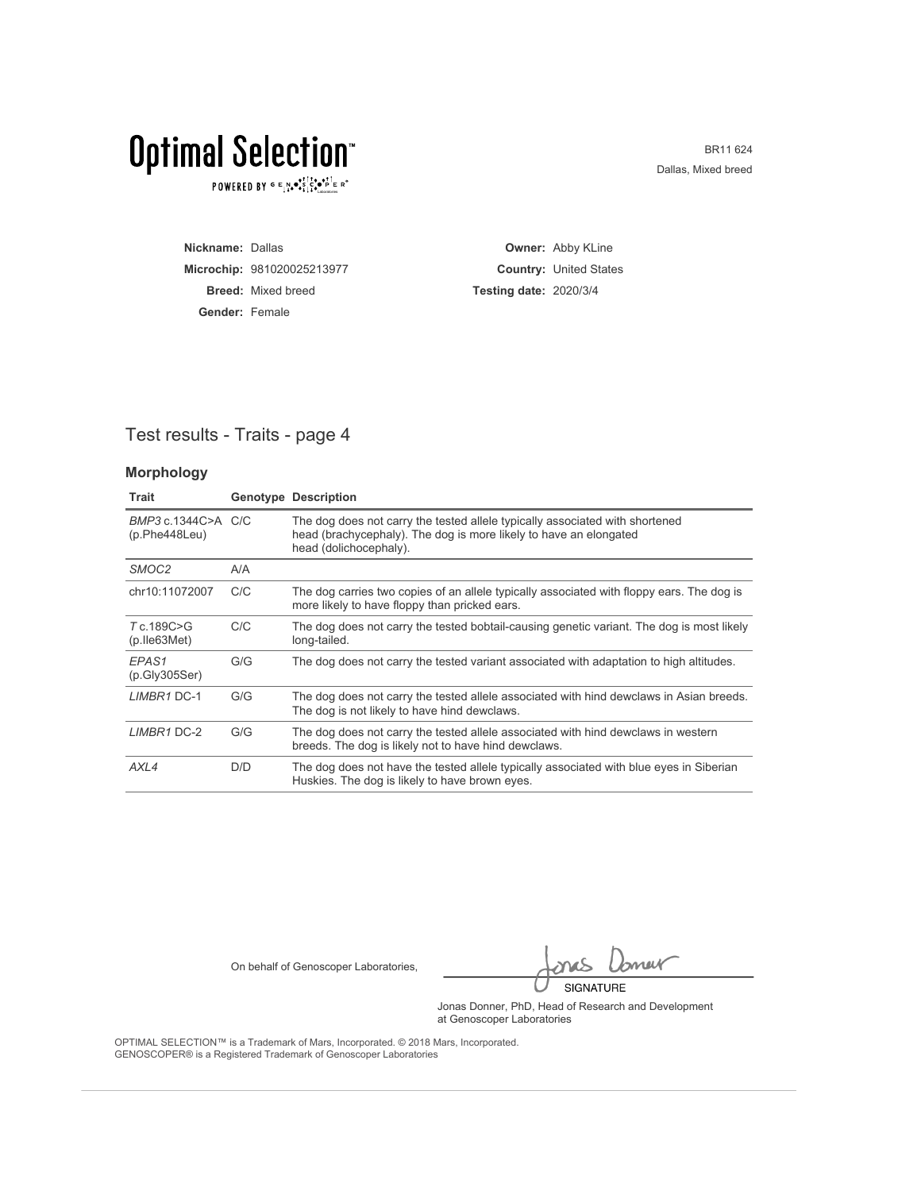# Optimal Selection™

POWERED BY GENOSCOPER® Laboratories

BR11 624
Dallas, Mixed breed

**Nickname:** Dallas
**Microchip:** 981020025213977
**Breed:** Mixed breed
**Gender:** Female

**Owner:** Abby KLine
**Country:** United States
**Testing date:** 2020/3/4

## Test results - Traits - page 4

### Morphology

| Trait | Genotype | Description |
|---|---|---|
| *BMP3* c.1344C>A (p.Phe448Leu) | C/C | The dog does not carry the tested allele typically associated with shortened head (brachycephaly). The dog is more likely to have an elongated head (dolichocephaly). |
| *SMOC2* | A/A | |
| chr10:11072007 | C/C | The dog carries two copies of an allele typically associated with floppy ears. The dog is more likely to have floppy than pricked ears. |
| *T* c.189C>G (p.Ile63Met) | C/C | The dog does not carry the tested bobtail-causing genetic variant. The dog is most likely long-tailed. |
| *EPAS1* (p.Gly305Ser) | G/G | The dog does not carry the tested variant associated with adaptation to high altitudes. |
| *LIMBR1* DC-1 | G/G | The dog does not carry the tested allele associated with hind dewclaws in Asian breeds. The dog is not likely to have hind dewclaws. |
| *LIMBR1* DC-2 | G/G | The dog does not carry the tested allele associated with hind dewclaws in western breeds. The dog is likely not to have hind dewclaws. |
| *AXL4* | D/D | The dog does not have the tested allele typically associated with blue eyes in Siberian Huskies. The dog is likely to have brown eyes. |

On behalf of Genoscoper Laboratories,

SIGNATURE

Jonas Donner, PhD, Head of Research and Development at Genoscoper Laboratories

OPTIMAL SELECTION™ is a Trademark of Mars, Incorporated. © 2018 Mars, Incorporated.
GENOSCOPER® is a Registered Trademark of Genoscoper Laboratories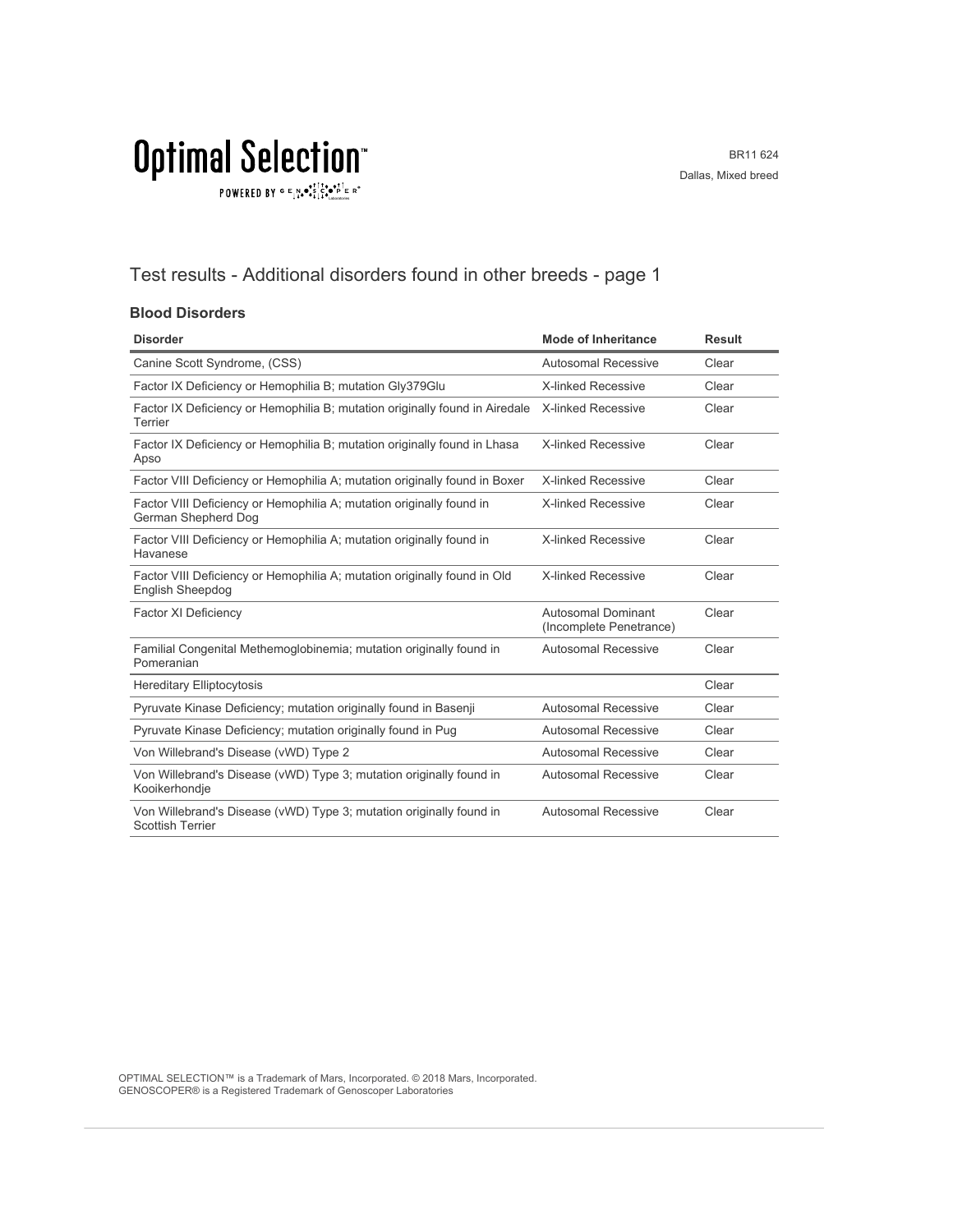# Optimal Selection™

POWERED BY GENOSCOPER®

BR11 624
Dallas, Mixed breed

## Test results - Additional disorders found in other breeds - page 1

### Blood Disorders

| Disorder | Mode of Inheritance | Result |
|---|---|---|
| Canine Scott Syndrome, (CSS) | Autosomal Recessive | Clear |
| Factor IX Deficiency or Hemophilia B; mutation Gly379Glu | X-linked Recessive | Clear |
| Factor IX Deficiency or Hemophilia B; mutation originally found in Airedale Terrier | X-linked Recessive | Clear |
| Factor IX Deficiency or Hemophilia B; mutation originally found in Lhasa Apso | X-linked Recessive | Clear |
| Factor VIII Deficiency or Hemophilia A; mutation originally found in Boxer | X-linked Recessive | Clear |
| Factor VIII Deficiency or Hemophilia A; mutation originally found in German Shepherd Dog | X-linked Recessive | Clear |
| Factor VIII Deficiency or Hemophilia A; mutation originally found in Havanese | X-linked Recessive | Clear |
| Factor VIII Deficiency or Hemophilia A; mutation originally found in Old English Sheepdog | X-linked Recessive | Clear |
| Factor XI Deficiency | Autosomal Dominant (Incomplete Penetrance) | Clear |
| Familial Congenital Methemoglobinemia; mutation originally found in Pomeranian | Autosomal Recessive | Clear |
| Hereditary Elliptocytosis | | Clear |
| Pyruvate Kinase Deficiency; mutation originally found in Basenji | Autosomal Recessive | Clear |
| Pyruvate Kinase Deficiency; mutation originally found in Pug | Autosomal Recessive | Clear |
| Von Willebrand's Disease (vWD) Type 2 | Autosomal Recessive | Clear |
| Von Willebrand's Disease (vWD) Type 3; mutation originally found in Kooikerhondje | Autosomal Recessive | Clear |
| Von Willebrand's Disease (vWD) Type 3; mutation originally found in Scottish Terrier | Autosomal Recessive | Clear |

OPTIMAL SELECTION™ is a Trademark of Mars, Incorporated. © 2018 Mars, Incorporated.
GENOSCOPER® is a Registered Trademark of Genoscoper Laboratories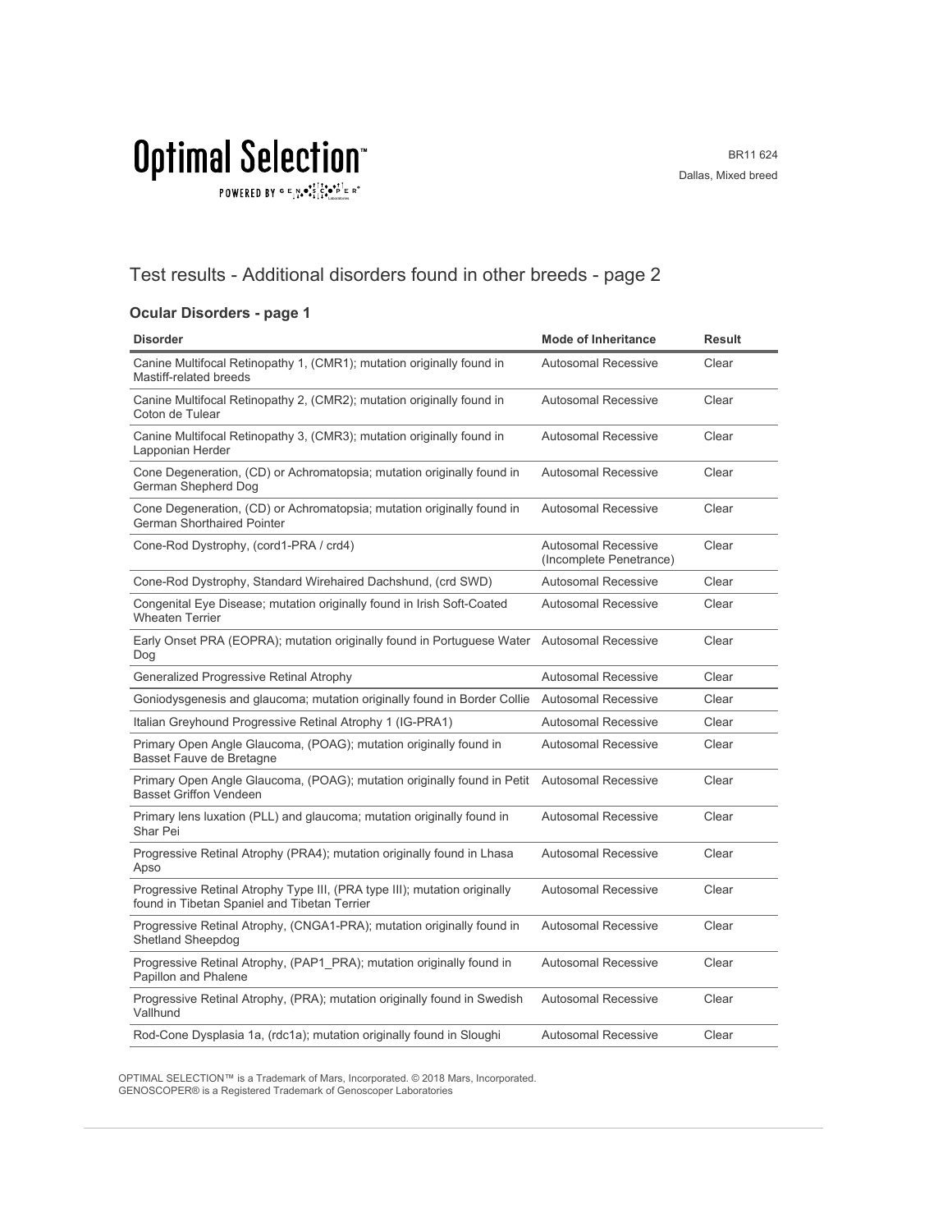# Test results - Additional disorders found in other breeds - page 2

### Ocular Disorders - page 1

| Disorder | Mode of Inheritance | Result |
|---|---|---|
| Canine Multifocal Retinopathy 1, (CMR1); mutation originally found in Mastiff-related breeds | Autosomal Recessive | Clear |
| Canine Multifocal Retinopathy 2, (CMR2); mutation originally found in Coton de Tulear | Autosomal Recessive | Clear |
| Canine Multifocal Retinopathy 3, (CMR3); mutation originally found in Lapponian Herder | Autosomal Recessive | Clear |
| Cone Degeneration, (CD) or Achromatopsia; mutation originally found in German Shepherd Dog | Autosomal Recessive | Clear |
| Cone Degeneration, (CD) or Achromatopsia; mutation originally found in German Shorthaired Pointer | Autosomal Recessive | Clear |
| Cone-Rod Dystrophy, (cord1-PRA / crd4) | Autosomal Recessive (Incomplete Penetrance) | Clear |
| Cone-Rod Dystrophy, Standard Wirehaired Dachshund, (crd SWD) | Autosomal Recessive | Clear |
| Congenital Eye Disease; mutation originally found in Irish Soft-Coated Wheaten Terrier | Autosomal Recessive | Clear |
| Early Onset PRA (EOPRA); mutation originally found in Portuguese Water Dog | Autosomal Recessive | Clear |
| Generalized Progressive Retinal Atrophy | Autosomal Recessive | Clear |
| Goniodysgenesis and glaucoma; mutation originally found in Border Collie | Autosomal Recessive | Clear |
| Italian Greyhound Progressive Retinal Atrophy 1 (IG-PRA1) | Autosomal Recessive | Clear |
| Primary Open Angle Glaucoma, (POAG); mutation originally found in Basset Fauve de Bretagne | Autosomal Recessive | Clear |
| Primary Open Angle Glaucoma, (POAG); mutation originally found in Petit Basset Griffon Vendeen | Autosomal Recessive | Clear |
| Primary lens luxation (PLL) and glaucoma; mutation originally found in Shar Pei | Autosomal Recessive | Clear |
| Progressive Retinal Atrophy (PRA4); mutation originally found in Lhasa Apso | Autosomal Recessive | Clear |
| Progressive Retinal Atrophy Type III, (PRA type III); mutation originally found in Tibetan Spaniel and Tibetan Terrier | Autosomal Recessive | Clear |
| Progressive Retinal Atrophy, (CNGA1-PRA); mutation originally found in Shetland Sheepdog | Autosomal Recessive | Clear |
| Progressive Retinal Atrophy, (PAP1_PRA); mutation originally found in Papillon and Phalene | Autosomal Recessive | Clear |
| Progressive Retinal Atrophy, (PRA); mutation originally found in Swedish Vallhund | Autosomal Recessive | Clear |
| Rod-Cone Dysplasia 1a, (rdc1a); mutation originally found in Sloughi | Autosomal Recessive | Clear |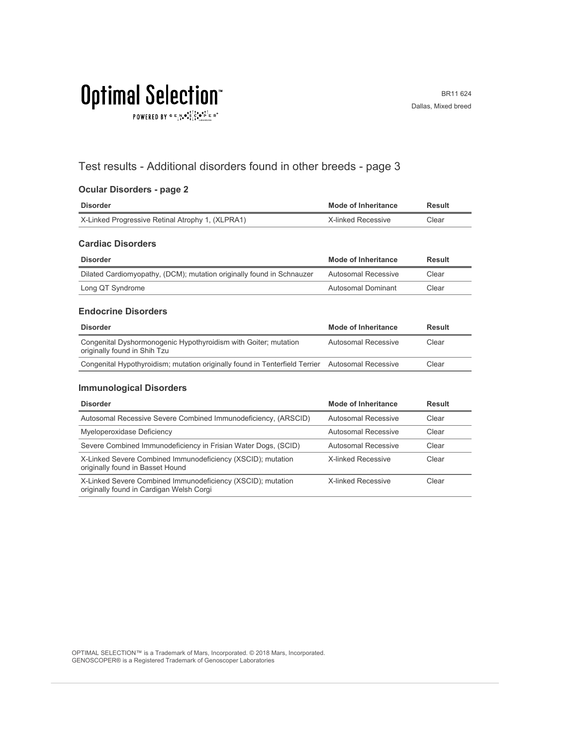# Test results - Additional disorders found in other breeds - page 3

## Ocular Disorders - page 2

| Disorder | Mode of Inheritance | Result |
|---|---|---|
| X-Linked Progressive Retinal Atrophy 1, (XLPRA1) | X-linked Recessive | Clear |

## Cardiac Disorders

| Disorder | Mode of Inheritance | Result |
|---|---|---|
| Dilated Cardiomyopathy, (DCM); mutation originally found in Schnauzer | Autosomal Recessive | Clear |
| Long QT Syndrome | Autosomal Dominant | Clear |

## Endocrine Disorders

| Disorder | Mode of Inheritance | Result |
|---|---|---|
| Congenital Dyshormonogenic Hypothyroidism with Goiter; mutation originally found in Shih Tzu | Autosomal Recessive | Clear |
| Congenital Hypothyroidism; mutation originally found in Tenterfield Terrier | Autosomal Recessive | Clear |

## Immunological Disorders

| Disorder | Mode of Inheritance | Result |
|---|---|---|
| Autosomal Recessive Severe Combined Immunodeficiency, (ARSCID) | Autosomal Recessive | Clear |
| Myeloperoxidase Deficiency | Autosomal Recessive | Clear |
| Severe Combined Immunodeficiency in Frisian Water Dogs, (SCID) | Autosomal Recessive | Clear |
| X-Linked Severe Combined Immunodeficiency (XSCID); mutation originally found in Basset Hound | X-linked Recessive | Clear |
| X-Linked Severe Combined Immunodeficiency (XSCID); mutation originally found in Cardigan Welsh Corgi | X-linked Recessive | Clear |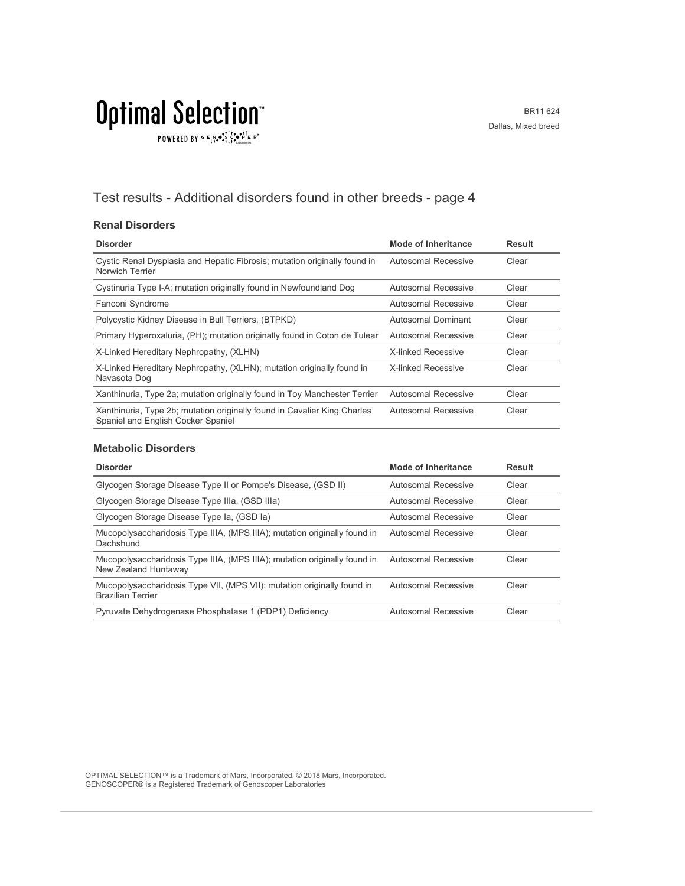# Optimal Selection™

POWERED BY GENOSCOPER®

BR11 624
Dallas, Mixed breed

## Test results - Additional disorders found in other breeds - page 4

### Renal Disorders

| Disorder | Mode of Inheritance | Result |
|---|---|---|
| Cystic Renal Dysplasia and Hepatic Fibrosis; mutation originally found in Norwich Terrier | Autosomal Recessive | Clear |
| Cystinuria Type I-A; mutation originally found in Newfoundland Dog | Autosomal Recessive | Clear |
| Fanconi Syndrome | Autosomal Recessive | Clear |
| Polycystic Kidney Disease in Bull Terriers, (BTPKD) | Autosomal Dominant | Clear |
| Primary Hyperoxaluria, (PH); mutation originally found in Coton de Tulear | Autosomal Recessive | Clear |
| X-Linked Hereditary Nephropathy, (XLHN) | X-linked Recessive | Clear |
| X-Linked Hereditary Nephropathy, (XLHN); mutation originally found in Navasota Dog | X-linked Recessive | Clear |
| Xanthinuria, Type 2a; mutation originally found in Toy Manchester Terrier | Autosomal Recessive | Clear |
| Xanthinuria, Type 2b; mutation originally found in Cavalier King Charles Spaniel and English Cocker Spaniel | Autosomal Recessive | Clear |

### Metabolic Disorders

| Disorder | Mode of Inheritance | Result |
|---|---|---|
| Glycogen Storage Disease Type II or Pompe's Disease, (GSD II) | Autosomal Recessive | Clear |
| Glycogen Storage Disease Type IIIa, (GSD IIIa) | Autosomal Recessive | Clear |
| Glycogen Storage Disease Type Ia, (GSD Ia) | Autosomal Recessive | Clear |
| Mucopolysaccharidosis Type IIIA, (MPS IIIA); mutation originally found in Dachshund | Autosomal Recessive | Clear |
| Mucopolysaccharidosis Type IIIA, (MPS IIIA); mutation originally found in New Zealand Huntaway | Autosomal Recessive | Clear |
| Mucopolysaccharidosis Type VII, (MPS VII); mutation originally found in Brazilian Terrier | Autosomal Recessive | Clear |
| Pyruvate Dehydrogenase Phosphatase 1 (PDP1) Deficiency | Autosomal Recessive | Clear |

OPTIMAL SELECTION™ is a Trademark of Mars, Incorporated. © 2018 Mars, Incorporated.
GENOSCOPER® is a Registered Trademark of Genoscoper Laboratories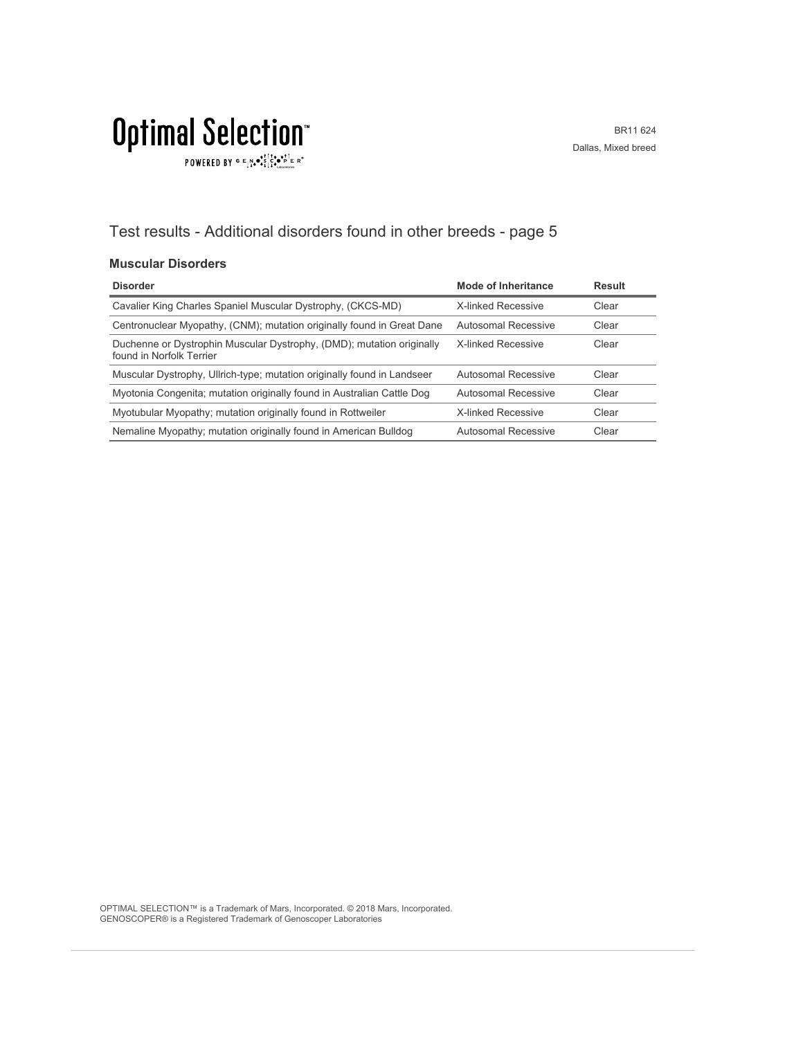Test results - Additional disorders found in other breeds - page 5

### Muscular Disorders

| Disorder | Mode of Inheritance | Result |
|---|---|---|
| Cavalier King Charles Spaniel Muscular Dystrophy, (CKCS-MD) | X-linked Recessive | Clear |
| Centronuclear Myopathy, (CNM); mutation originally found in Great Dane | Autosomal Recessive | Clear |
| Duchenne or Dystrophin Muscular Dystrophy, (DMD); mutation originally found in Norfolk Terrier | X-linked Recessive | Clear |
| Muscular Dystrophy, Ullrich-type; mutation originally found in Landseer | Autosomal Recessive | Clear |
| Myotonia Congenita; mutation originally found in Australian Cattle Dog | Autosomal Recessive | Clear |
| Myotubular Myopathy; mutation originally found in Rottweiler | X-linked Recessive | Clear |
| Nemaline Myopathy; mutation originally found in American Bulldog | Autosomal Recessive | Clear |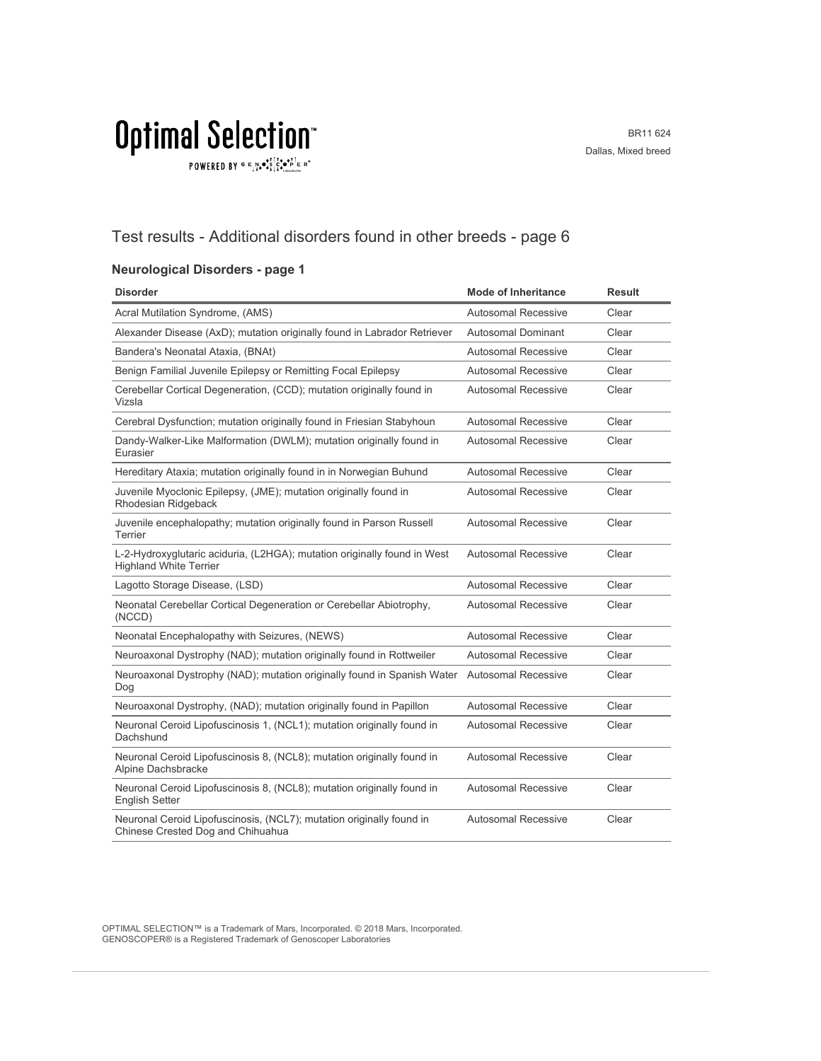# Test results - Additional disorders found in other breeds - page 6

### Neurological Disorders - page 1

| Disorder | Mode of Inheritance | Result |
| --- | --- | --- |
| Acral Mutilation Syndrome, (AMS) | Autosomal Recessive | Clear |
| Alexander Disease (AxD); mutation originally found in Labrador Retriever | Autosomal Dominant | Clear |
| Bandera's Neonatal Ataxia, (BNAt) | Autosomal Recessive | Clear |
| Benign Familial Juvenile Epilepsy or Remitting Focal Epilepsy | Autosomal Recessive | Clear |
| Cerebellar Cortical Degeneration, (CCD); mutation originally found in Vizsla | Autosomal Recessive | Clear |
| Cerebral Dysfunction; mutation originally found in Friesian Stabyhoun | Autosomal Recessive | Clear |
| Dandy-Walker-Like Malformation (DWLM); mutation originally found in Eurasier | Autosomal Recessive | Clear |
| Hereditary Ataxia; mutation originally found in in Norwegian Buhund | Autosomal Recessive | Clear |
| Juvenile Myoclonic Epilepsy, (JME); mutation originally found in Rhodesian Ridgeback | Autosomal Recessive | Clear |
| Juvenile encephalopathy; mutation originally found in Parson Russell Terrier | Autosomal Recessive | Clear |
| L-2-Hydroxyglutaric aciduria, (L2HGA); mutation originally found in West Highland White Terrier | Autosomal Recessive | Clear |
| Lagotto Storage Disease, (LSD) | Autosomal Recessive | Clear |
| Neonatal Cerebellar Cortical Degeneration or Cerebellar Abiotrophy, (NCCD) | Autosomal Recessive | Clear |
| Neonatal Encephalopathy with Seizures, (NEWS) | Autosomal Recessive | Clear |
| Neuroaxonal Dystrophy (NAD); mutation originally found in Rottweiler | Autosomal Recessive | Clear |
| Neuroaxonal Dystrophy (NAD); mutation originally found in Spanish Water Dog | Autosomal Recessive | Clear |
| Neuroaxonal Dystrophy, (NAD); mutation originally found in Papillon | Autosomal Recessive | Clear |
| Neuronal Ceroid Lipofuscinosis 1, (NCL1); mutation originally found in Dachshund | Autosomal Recessive | Clear |
| Neuronal Ceroid Lipofuscinosis 8, (NCL8); mutation originally found in Alpine Dachsbracke | Autosomal Recessive | Clear |
| Neuronal Ceroid Lipofuscinosis 8, (NCL8); mutation originally found in English Setter | Autosomal Recessive | Clear |
| Neuronal Ceroid Lipofuscinosis, (NCL7); mutation originally found in Chinese Crested Dog and Chihuahua | Autosomal Recessive | Clear |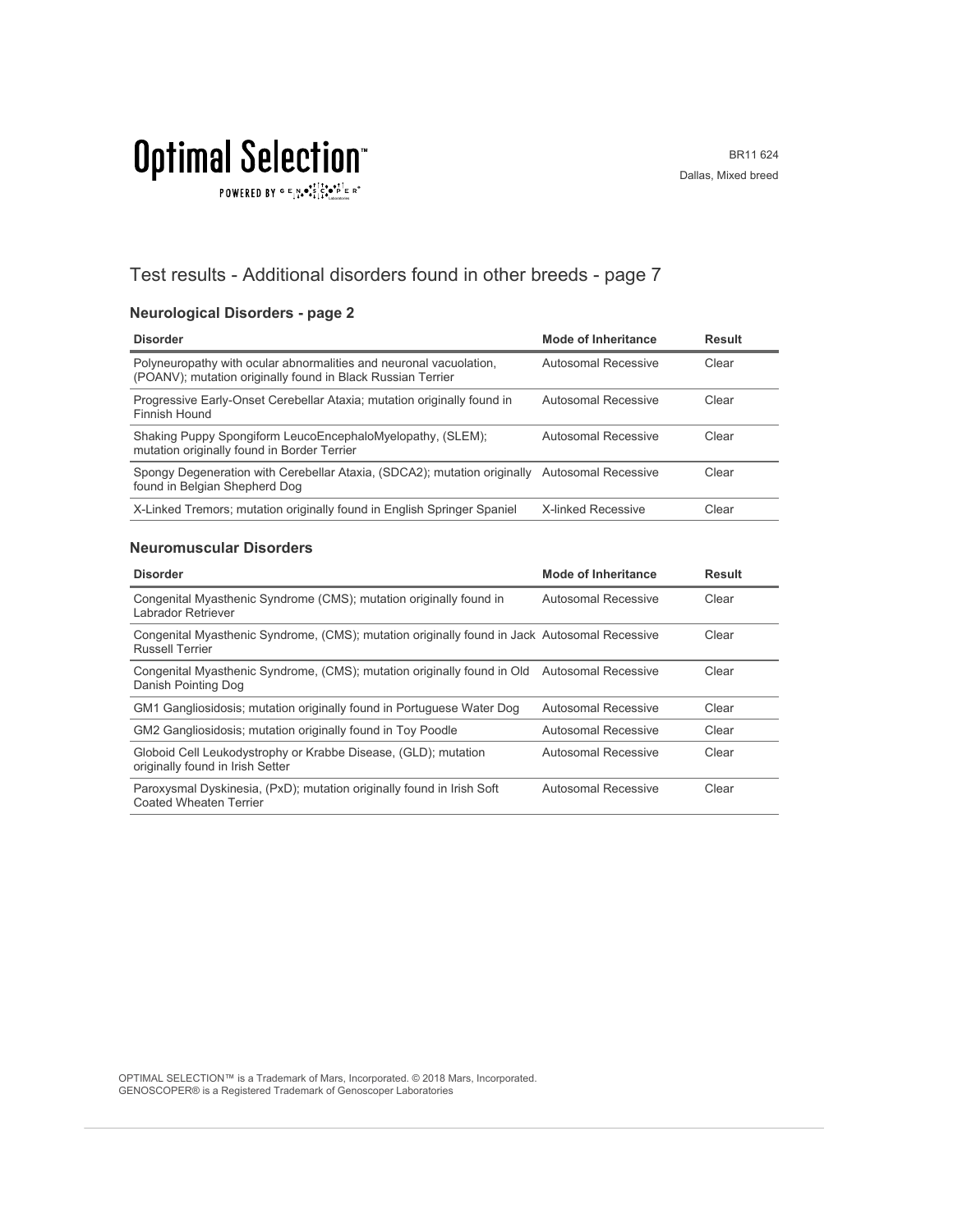# Test results - Additional disorders found in other breeds - page 7

### Neurological Disorders - page 2

| Disorder | Mode of Inheritance | Result |
|---|---|---|
| Polyneuropathy with ocular abnormalities and neuronal vacuolation, (POANV); mutation originally found in Black Russian Terrier | Autosomal Recessive | Clear |
| Progressive Early-Onset Cerebellar Ataxia; mutation originally found in Finnish Hound | Autosomal Recessive | Clear |
| Shaking Puppy Spongiform LeucoEncephaloMyelopathy, (SLEM); mutation originally found in Border Terrier | Autosomal Recessive | Clear |
| Spongy Degeneration with Cerebellar Ataxia, (SDCA2); mutation originally found in Belgian Shepherd Dog | Autosomal Recessive | Clear |
| X-Linked Tremors; mutation originally found in English Springer Spaniel | X-linked Recessive | Clear |

### Neuromuscular Disorders

| Disorder | Mode of Inheritance | Result |
|---|---|---|
| Congenital Myasthenic Syndrome (CMS); mutation originally found in Labrador Retriever | Autosomal Recessive | Clear |
| Congenital Myasthenic Syndrome, (CMS); mutation originally found in Jack Russell Terrier | Autosomal Recessive | Clear |
| Congenital Myasthenic Syndrome, (CMS); mutation originally found in Old Danish Pointing Dog | Autosomal Recessive | Clear |
| GM1 Gangliosidosis; mutation originally found in Portuguese Water Dog | Autosomal Recessive | Clear |
| GM2 Gangliosidosis; mutation originally found in Toy Poodle | Autosomal Recessive | Clear |
| Globoid Cell Leukodystrophy or Krabbe Disease, (GLD); mutation originally found in Irish Setter | Autosomal Recessive | Clear |
| Paroxysmal Dyskinesia, (PxD); mutation originally found in Irish Soft Coated Wheaten Terrier | Autosomal Recessive | Clear |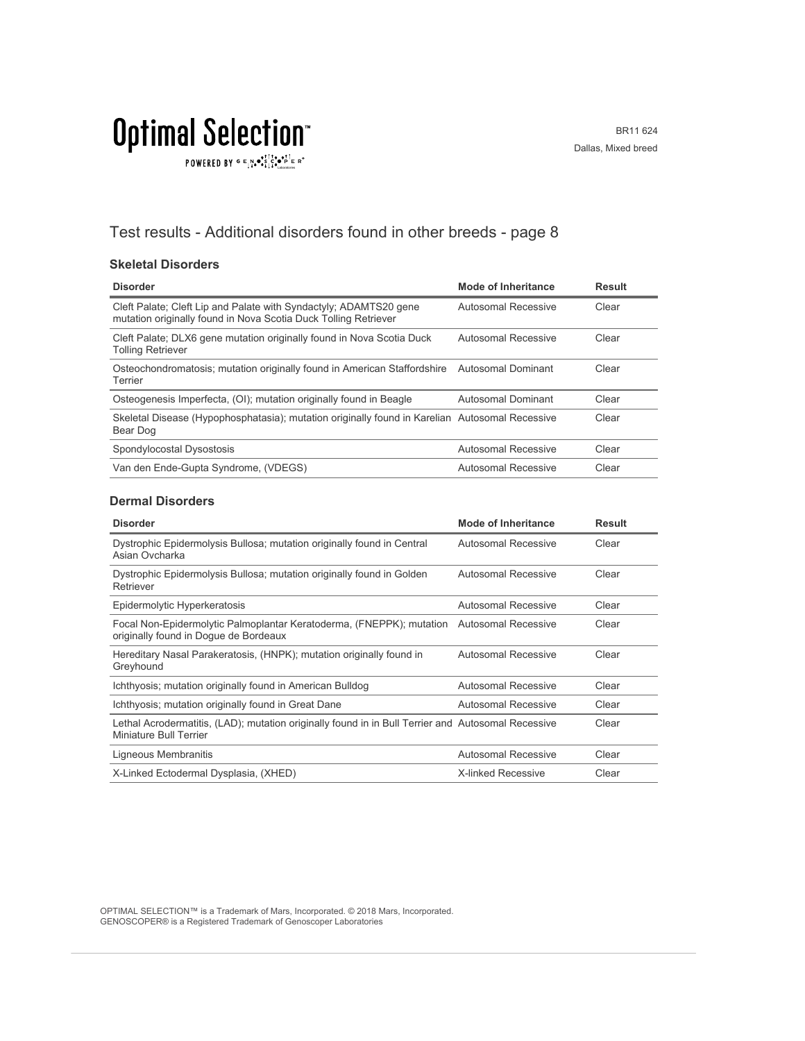# Optimal Selection™

POWERED BY GENOSCOPER®

BR11 624
Dallas, Mixed breed

## Test results - Additional disorders found in other breeds - page 8

### Skeletal Disorders

| Disorder | Mode of Inheritance | Result |
|---|---|---|
| Cleft Palate; Cleft Lip and Palate with Syndactyly; ADAMTS20 gene mutation originally found in Nova Scotia Duck Tolling Retriever | Autosomal Recessive | Clear |
| Cleft Palate; DLX6 gene mutation originally found in Nova Scotia Duck Tolling Retriever | Autosomal Recessive | Clear |
| Osteochondromatosis; mutation originally found in American Staffordshire Terrier | Autosomal Dominant | Clear |
| Osteogenesis Imperfecta, (OI); mutation originally found in Beagle | Autosomal Dominant | Clear |
| Skeletal Disease (Hypophosphatasia); mutation originally found in Karelian Bear Dog | Autosomal Recessive | Clear |
| Spondylocostal Dysostosis | Autosomal Recessive | Clear |
| Van den Ende-Gupta Syndrome, (VDEGS) | Autosomal Recessive | Clear |

### Dermal Disorders

| Disorder | Mode of Inheritance | Result |
|---|---|---|
| Dystrophic Epidermolysis Bullosa; mutation originally found in Central Asian Ovcharka | Autosomal Recessive | Clear |
| Dystrophic Epidermolysis Bullosa; mutation originally found in Golden Retriever | Autosomal Recessive | Clear |
| Epidermolytic Hyperkeratosis | Autosomal Recessive | Clear |
| Focal Non-Epidermolytic Palmoplantar Keratoderma, (FNEPPK); mutation originally found in Dogue de Bordeaux | Autosomal Recessive | Clear |
| Hereditary Nasal Parakeratosis, (HNPK); mutation originally found in Greyhound | Autosomal Recessive | Clear |
| Ichthyosis; mutation originally found in American Bulldog | Autosomal Recessive | Clear |
| Ichthyosis; mutation originally found in Great Dane | Autosomal Recessive | Clear |
| Lethal Acrodermatitis, (LAD); mutation originally found in in Bull Terrier and Miniature Bull Terrier | Autosomal Recessive | Clear |
| Ligneous Membranitis | Autosomal Recessive | Clear |
| X-Linked Ectodermal Dysplasia, (XHED) | X-linked Recessive | Clear |

OPTIMAL SELECTION™ is a Trademark of Mars, Incorporated. © 2018 Mars, Incorporated.
GENOSCOPER® is a Registered Trademark of Genoscoper Laboratories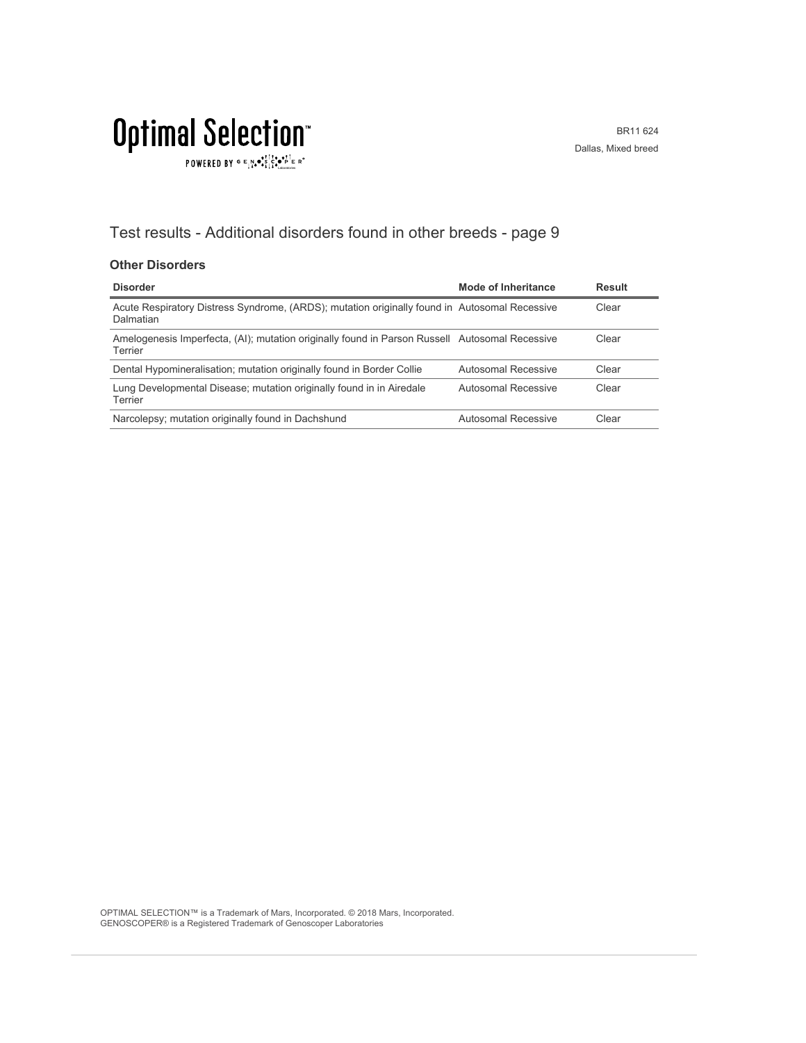# Optimal Selection™

POWERED BY GENOSCOPER

BR11 624
Dallas, Mixed breed

## Test results - Additional disorders found in other breeds - page 9

### Other Disorders

| Disorder | Mode of Inheritance | Result |
|---|---|---|
| Acute Respiratory Distress Syndrome, (ARDS); mutation originally found in Dalmatian | Autosomal Recessive | Clear |
| Amelogenesis Imperfecta, (AI); mutation originally found in Parson Russell Terrier | Autosomal Recessive | Clear |
| Dental Hypomineralisation; mutation originally found in Border Collie | Autosomal Recessive | Clear |
| Lung Developmental Disease; mutation originally found in in Airedale Terrier | Autosomal Recessive | Clear |
| Narcolepsy; mutation originally found in Dachshund | Autosomal Recessive | Clear |

OPTIMAL SELECTION™ is a Trademark of Mars, Incorporated. © 2018 Mars, Incorporated.
GENOSCOPER® is a Registered Trademark of Genoscoper Laboratories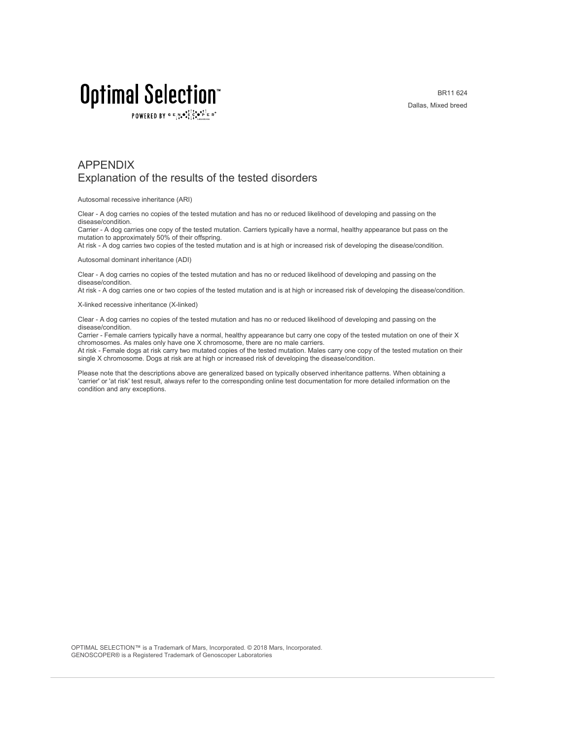# APPENDIX

## Explanation of the results of the tested disorders

Autosomal recessive inheritance (ARI)

Clear - A dog carries no copies of the tested mutation and has no or reduced likelihood of developing and passing on the disease/condition.
Carrier - A dog carries one copy of the tested mutation. Carriers typically have a normal, healthy appearance but pass on the mutation to approximately 50% of their offspring.
At risk - A dog carries two copies of the tested mutation and is at high or increased risk of developing the disease/condition.

Autosomal dominant inheritance (ADI)

Clear - A dog carries no copies of the tested mutation and has no or reduced likelihood of developing and passing on the disease/condition.
At risk - A dog carries one or two copies of the tested mutation and is at high or increased risk of developing the disease/condition.

X-linked recessive inheritance (X-linked)

Clear - A dog carries no copies of the tested mutation and has no or reduced likelihood of developing and passing on the disease/condition.
Carrier - Female carriers typically have a normal, healthy appearance but carry one copy of the tested mutation on one of their X chromosomes. As males only have one X chromosome, there are no male carriers.
At risk - Female dogs at risk carry two mutated copies of the tested mutation. Males carry one copy of the tested mutation on their single X chromosome. Dogs at risk are at high or increased risk of developing the disease/condition.

Please note that the descriptions above are generalized based on typically observed inheritance patterns. When obtaining a 'carrier' or 'at risk' test result, always refer to the corresponding online test documentation for more detailed information on the condition and any exceptions.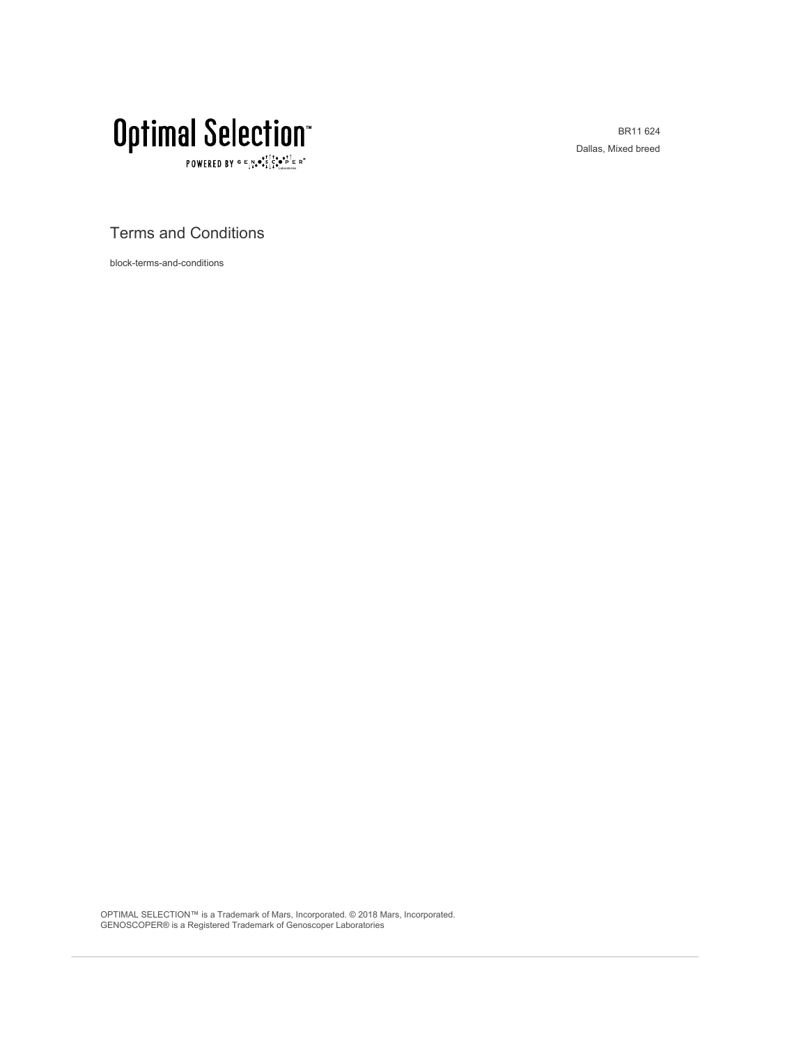# Optimal Selection™

POWERED BY GENOSCOPER Laboratories

BR11 624
Dallas, Mixed breed

## Terms and Conditions

block-terms-and-conditions

OPTIMAL SELECTION™ is a Trademark of Mars, Incorporated. © 2018 Mars, Incorporated.
GENOSCOPER® is a Registered Trademark of Genoscoper Laboratories